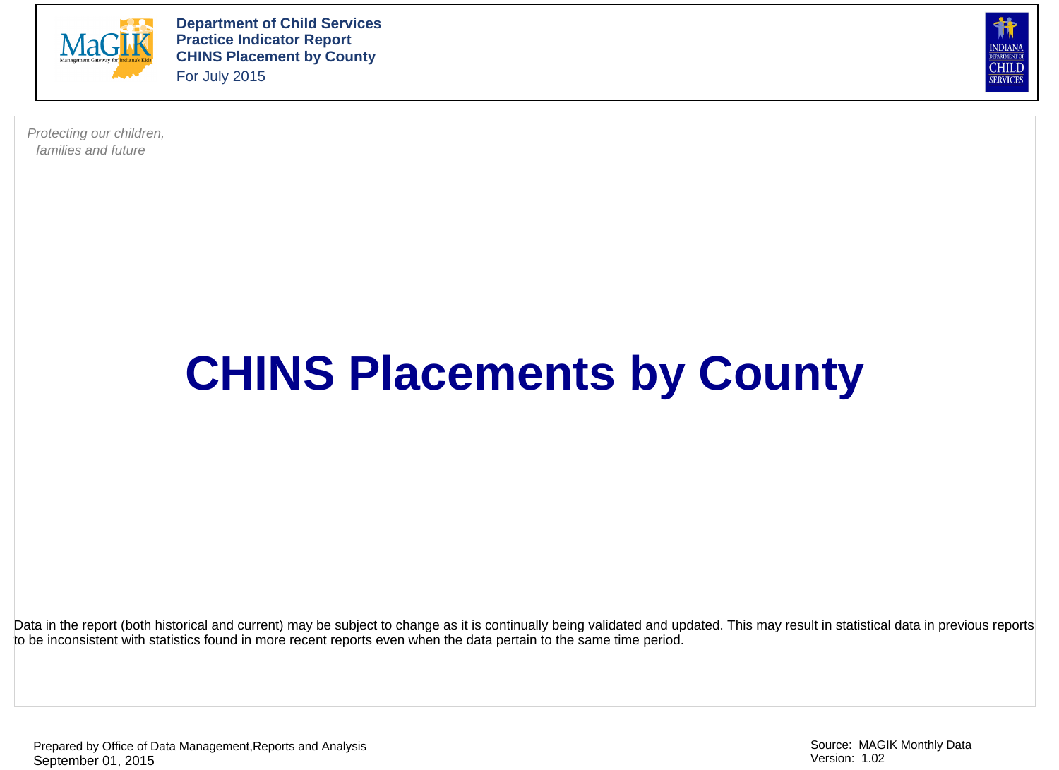**Department of Child Services**
**Practice Indicator Report**
**CHINS Placement by County**
For July 2015

*Protecting our children, families and future*

# CHINS Placements by County

Data in the report (both historical and current) may be subject to change as it is continually being validated and updated. This may result in statistical data in previous reports to be inconsistent with statistics found in more recent reports even when the data pertain to the same time period.

Prepared by Office of Data Management,Reports and Analysis
September 01, 2015

Source: MAGIK Monthly Data
Version: 1.02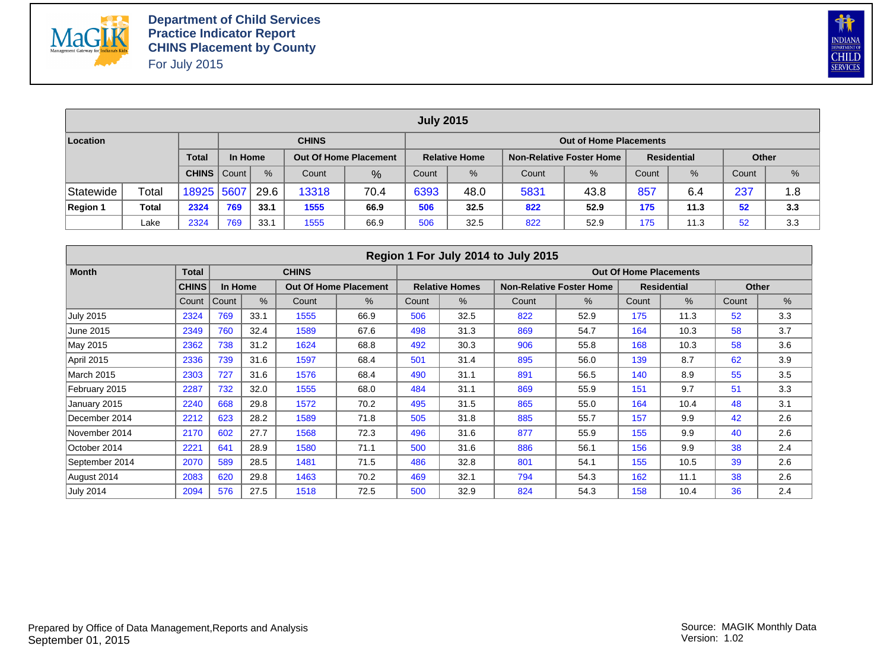# Department of Child Services
## Practice Indicator Report
## CHINS Placement by County
For July 2015

| July 2015 | | | | | | | | | | | | | | | |
|---|---|---|---|---|---|---|---|---|---|---|---|---|---|---|---|
| **Location** | | | **CHINS** | | | | **Out of Home Placements** | | | | | | | | |
| | | **Total** | **In Home** | | **Out Of Home Placement** | | **Relative Home** | | **Non-Relative Foster Home** | | **Residential** | | **Other** | | |
| | | **CHINS** | Count | % | Count | % | Count | % | Count | % | Count | % | Count | % | |
| Statewide | Total | 18925 | 5607 | 29.6 | 13318 | 70.4 | 6393 | 48.0 | 5831 | 43.8 | 857 | 6.4 | 237 | 1.8 | |
| **Region 1** | **Total** | **2324** | **769** | **33.1** | **1555** | **66.9** | **506** | **32.5** | **822** | **52.9** | **175** | **11.3** | **52** | **3.3** | |
| | Lake | 2324 | 769 | 33.1 | 1555 | 66.9 | 506 | 32.5 | 822 | 52.9 | 175 | 11.3 | 52 | 3.3 | |

| Region 1 For July 2014 to July 2015 | | | | | | | | | | | | | |
|---|---|---|---|---|---|---|---|---|---|---|---|---|---|
| **Month** | **Total** | **CHINS** | | | | **Out Of Home Placements** | | | | | | | |
| | **CHINS** | **In Home** | | **Out Of Home Placement** | | **Relative Homes** | | **Non-Relative Foster Home** | | **Residential** | | **Other** | |
| | Count | Count | % | Count | % | Count | % | Count | % | Count | % | Count | % |
| July 2015 | 2324 | 769 | 33.1 | 1555 | 66.9 | 506 | 32.5 | 822 | 52.9 | 175 | 11.3 | 52 | 3.3 |
| June 2015 | 2349 | 760 | 32.4 | 1589 | 67.6 | 498 | 31.3 | 869 | 54.7 | 164 | 10.3 | 58 | 3.7 |
| May 2015 | 2362 | 738 | 31.2 | 1624 | 68.8 | 492 | 30.3 | 906 | 55.8 | 168 | 10.3 | 58 | 3.6 |
| April 2015 | 2336 | 739 | 31.6 | 1597 | 68.4 | 501 | 31.4 | 895 | 56.0 | 139 | 8.7 | 62 | 3.9 |
| March 2015 | 2303 | 727 | 31.6 | 1576 | 68.4 | 490 | 31.1 | 891 | 56.5 | 140 | 8.9 | 55 | 3.5 |
| February 2015 | 2287 | 732 | 32.0 | 1555 | 68.0 | 484 | 31.1 | 869 | 55.9 | 151 | 9.7 | 51 | 3.3 |
| January 2015 | 2240 | 668 | 29.8 | 1572 | 70.2 | 495 | 31.5 | 865 | 55.0 | 164 | 10.4 | 48 | 3.1 |
| December 2014 | 2212 | 623 | 28.2 | 1589 | 71.8 | 505 | 31.8 | 885 | 55.7 | 157 | 9.9 | 42 | 2.6 |
| November 2014 | 2170 | 602 | 27.7 | 1568 | 72.3 | 496 | 31.6 | 877 | 55.9 | 155 | 9.9 | 40 | 2.6 |
| October 2014 | 2221 | 641 | 28.9 | 1580 | 71.1 | 500 | 31.6 | 886 | 56.1 | 156 | 9.9 | 38 | 2.4 |
| September 2014 | 2070 | 589 | 28.5 | 1481 | 71.5 | 486 | 32.8 | 801 | 54.1 | 155 | 10.5 | 39 | 2.6 |
| August 2014 | 2083 | 620 | 29.8 | 1463 | 70.2 | 469 | 32.1 | 794 | 54.3 | 162 | 11.1 | 38 | 2.6 |
| July 2014 | 2094 | 576 | 27.5 | 1518 | 72.5 | 500 | 32.9 | 824 | 54.3 | 158 | 10.4 | 36 | 2.4 |

Prepared by Office of Data Management,Reports and Analysis
September 01, 2015

Source: MAGIK Monthly Data
Version: 1.02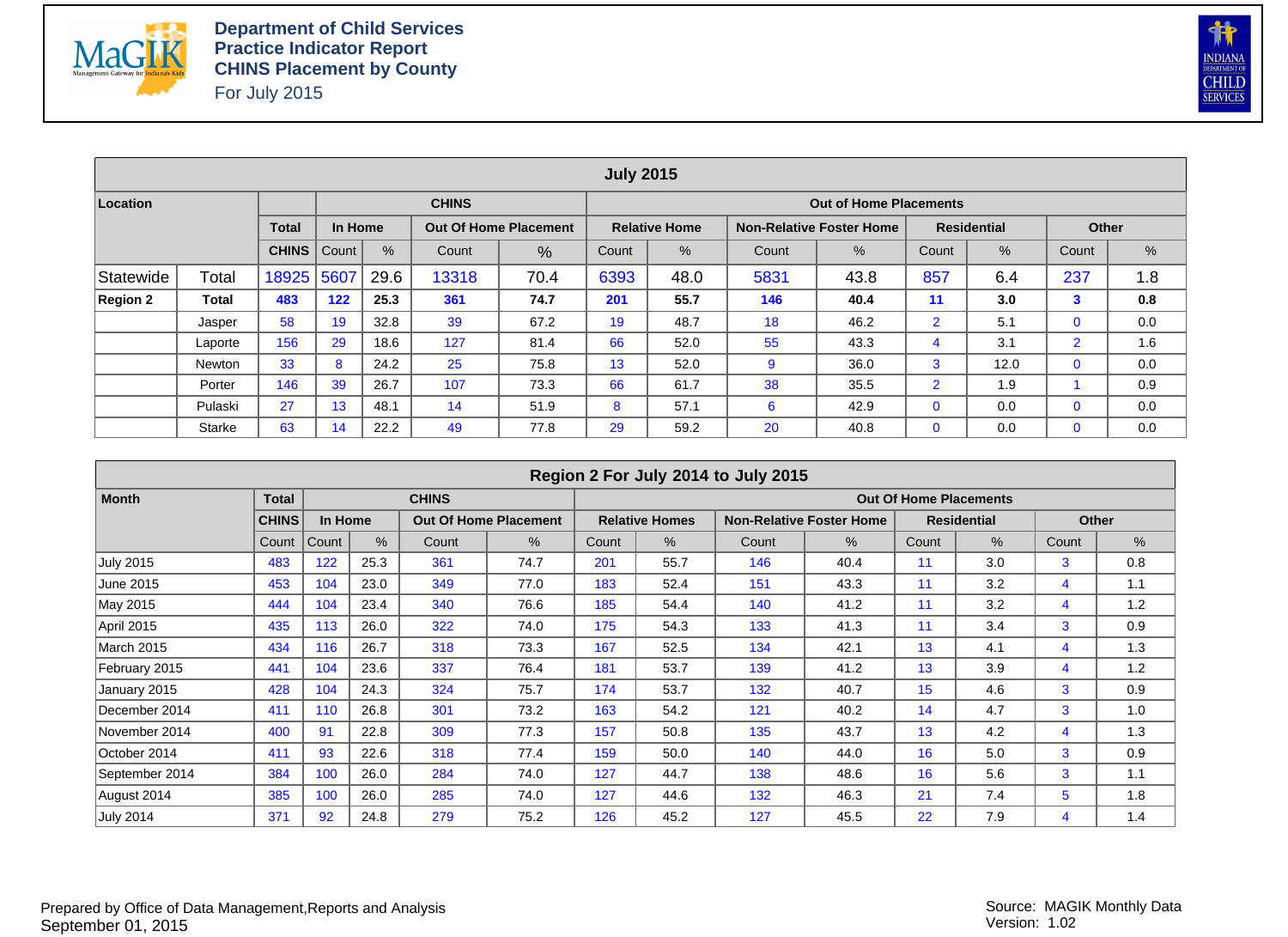# Department of Child Services
## Practice Indicator Report
## CHINS Placement by County
For July 2015

| July 2015 | | | | | | | | | | | | | | |
|---|---|---|---|---|---|---|---|---|---|---|---|---|---|---|
| **Location** | | | **CHINS** | | | | **Out of Home Placements** | | | | | | | |
| | | **Total** | **In Home** | | **Out Of Home Placement** | | **Relative Home** | | **Non-Relative Foster Home** | | **Residential** | | **Other** | |
| | | **CHINS** | Count | % | Count | % | Count | % | Count | % | Count | % | Count | % |
| Statewide | Total | 18925 | 5607 | 29.6 | 13318 | 70.4 | 6393 | 48.0 | 5831 | 43.8 | 857 | 6.4 | 237 | 1.8 |
| **Region 2** | **Total** | **483** | **122** | **25.3** | **361** | **74.7** | **201** | **55.7** | **146** | **40.4** | **11** | **3.0** | **3** | **0.8** |
| | Jasper | 58 | 19 | 32.8 | 39 | 67.2 | 19 | 48.7 | 18 | 46.2 | 2 | 5.1 | 0 | 0.0 |
| | Laporte | 156 | 29 | 18.6 | 127 | 81.4 | 66 | 52.0 | 55 | 43.3 | 4 | 3.1 | 2 | 1.6 |
| | Newton | 33 | 8 | 24.2 | 25 | 75.8 | 13 | 52.0 | 9 | 36.0 | 3 | 12.0 | 0 | 0.0 |
| | Porter | 146 | 39 | 26.7 | 107 | 73.3 | 66 | 61.7 | 38 | 35.5 | 2 | 1.9 | 1 | 0.9 |
| | Pulaski | 27 | 13 | 48.1 | 14 | 51.9 | 8 | 57.1 | 6 | 42.9 | 0 | 0.0 | 0 | 0.0 |
| | Starke | 63 | 14 | 22.2 | 49 | 77.8 | 29 | 59.2 | 20 | 40.8 | 0 | 0.0 | 0 | 0.0 |

| Region 2 For July 2014 to July 2015 | | | | | | | | | | | | | |
|---|---|---|---|---|---|---|---|---|---|---|---|---|---|
| **Month** | **Total** | **CHINS** | | | | **Out Of Home Placements** | | | | | | | |
| | **CHINS** | **In Home** | | **Out Of Home Placement** | | **Relative Homes** | | **Non-Relative Foster Home** | | **Residential** | | **Other** | |
| | Count | Count | % | Count | % | Count | % | Count | % | Count | % | Count | % |
| July 2015 | 483 | 122 | 25.3 | 361 | 74.7 | 201 | 55.7 | 146 | 40.4 | 11 | 3.0 | 3 | 0.8 |
| June 2015 | 453 | 104 | 23.0 | 349 | 77.0 | 183 | 52.4 | 151 | 43.3 | 11 | 3.2 | 4 | 1.1 |
| May 2015 | 444 | 104 | 23.4 | 340 | 76.6 | 185 | 54.4 | 140 | 41.2 | 11 | 3.2 | 4 | 1.2 |
| April 2015 | 435 | 113 | 26.0 | 322 | 74.0 | 175 | 54.3 | 133 | 41.3 | 11 | 3.4 | 3 | 0.9 |
| March 2015 | 434 | 116 | 26.7 | 318 | 73.3 | 167 | 52.5 | 134 | 42.1 | 13 | 4.1 | 4 | 1.3 |
| February 2015 | 441 | 104 | 23.6 | 337 | 76.4 | 181 | 53.7 | 139 | 41.2 | 13 | 3.9 | 4 | 1.2 |
| January 2015 | 428 | 104 | 24.3 | 324 | 75.7 | 174 | 53.7 | 132 | 40.7 | 15 | 4.6 | 3 | 0.9 |
| December 2014 | 411 | 110 | 26.8 | 301 | 73.2 | 163 | 54.2 | 121 | 40.2 | 14 | 4.7 | 3 | 1.0 |
| November 2014 | 400 | 91 | 22.8 | 309 | 77.3 | 157 | 50.8 | 135 | 43.7 | 13 | 4.2 | 4 | 1.3 |
| October 2014 | 411 | 93 | 22.6 | 318 | 77.4 | 159 | 50.0 | 140 | 44.0 | 16 | 5.0 | 3 | 0.9 |
| September 2014 | 384 | 100 | 26.0 | 284 | 74.0 | 127 | 44.7 | 138 | 48.6 | 16 | 5.6 | 3 | 1.1 |
| August 2014 | 385 | 100 | 26.0 | 285 | 74.0 | 127 | 44.6 | 132 | 46.3 | 21 | 7.4 | 5 | 1.8 |
| July 2014 | 371 | 92 | 24.8 | 279 | 75.2 | 126 | 45.2 | 127 | 45.5 | 22 | 7.9 | 4 | 1.4 |

Prepared by Office of Data Management,Reports and Analysis
September 01, 2015

Source: MAGIK Monthly Data
Version: 1.02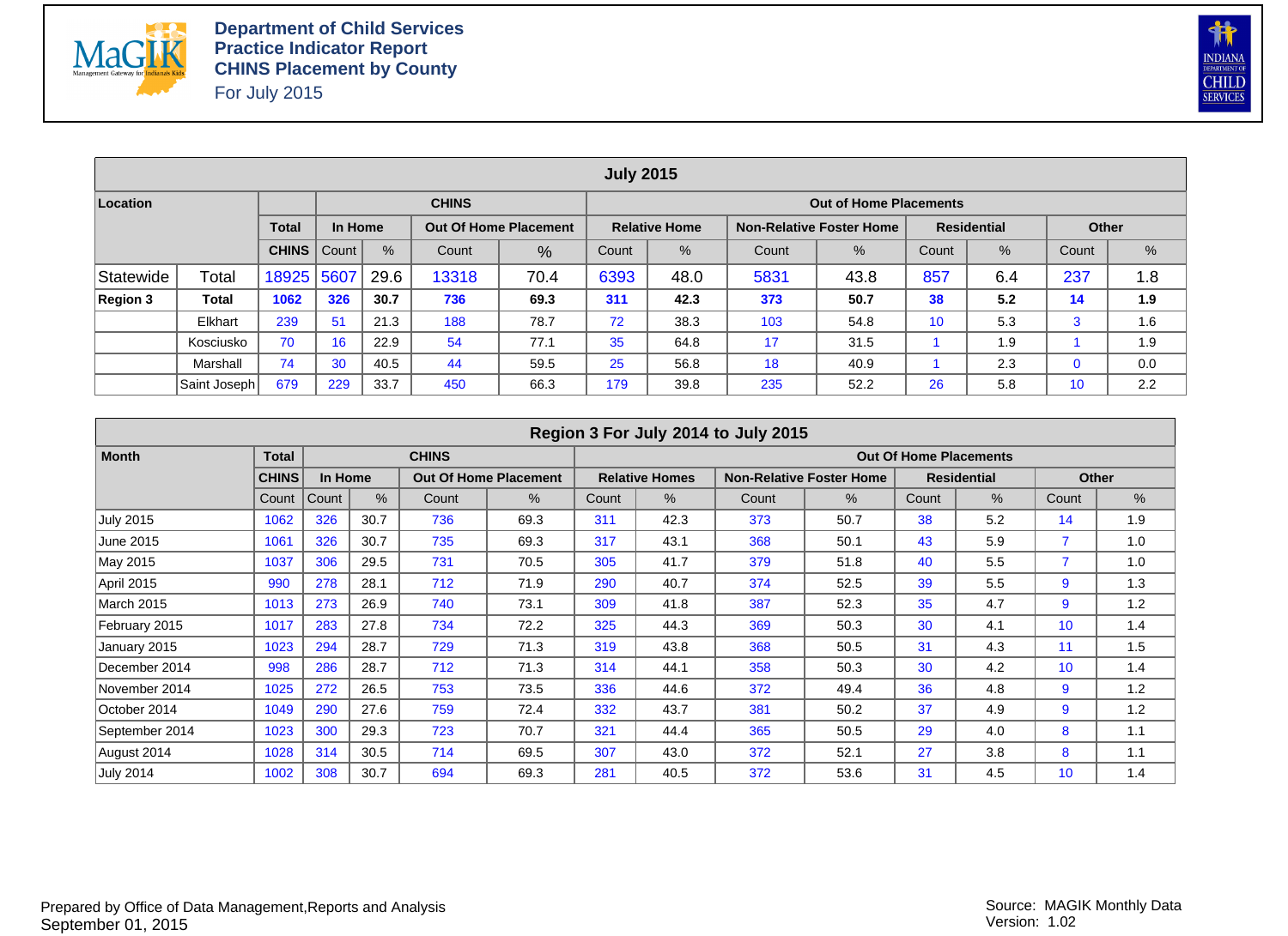**Department of Child Services**
**Practice Indicator Report**
**CHINS Placement by County**
For July 2015

| July 2015 | | | | | | | | | | | | | | |
|---|---|---|---|---|---|---|---|---|---|---|---|---|---|---|
| **Location** | | | **CHINS** | | | | **Out of Home Placements** | | | | | | | |
| | | **Total** | **In Home** | | **Out Of Home Placement** | | **Relative Home** | | **Non-Relative Foster Home** | | **Residential** | | **Other** | |
| | | **CHINS** | Count | % | Count | % | Count | % | Count | % | Count | % | Count | % |
| Statewide | Total | 18925 | 5607 | 29.6 | 13318 | 70.4 | 6393 | 48.0 | 5831 | 43.8 | 857 | 6.4 | 237 | 1.8 |
| **Region 3** | **Total** | **1062** | **326** | **30.7** | **736** | **69.3** | **311** | **42.3** | **373** | **50.7** | **38** | **5.2** | **14** | **1.9** |
| | Elkhart | 239 | 51 | 21.3 | 188 | 78.7 | 72 | 38.3 | 103 | 54.8 | 10 | 5.3 | 3 | 1.6 |
| | Kosciusko | 70 | 16 | 22.9 | 54 | 77.1 | 35 | 64.8 | 17 | 31.5 | 1 | 1.9 | 1 | 1.9 |
| | Marshall | 74 | 30 | 40.5 | 44 | 59.5 | 25 | 56.8 | 18 | 40.9 | 1 | 2.3 | 0 | 0.0 |
| | Saint Joseph | 679 | 229 | 33.7 | 450 | 66.3 | 179 | 39.8 | 235 | 52.2 | 26 | 5.8 | 10 | 2.2 |

| Region 3 For July 2014 to July 2015 | | | | | | | | | | | | | |
|---|---|---|---|---|---|---|---|---|---|---|---|---|---|
| **Month** | **Total** | **CHINS** | | | | **Out Of Home Placements** | | | | | | | |
| | **CHINS** | **In Home** | | **Out Of Home Placement** | | **Relative Homes** | | **Non-Relative Foster Home** | | **Residential** | | **Other** | |
| | Count | Count | % | Count | % | Count | % | Count | % | Count | % | Count | % |
| July 2015 | 1062 | 326 | 30.7 | 736 | 69.3 | 311 | 42.3 | 373 | 50.7 | 38 | 5.2 | 14 | 1.9 |
| June 2015 | 1061 | 326 | 30.7 | 735 | 69.3 | 317 | 43.1 | 368 | 50.1 | 43 | 5.9 | 7 | 1.0 |
| May 2015 | 1037 | 306 | 29.5 | 731 | 70.5 | 305 | 41.7 | 379 | 51.8 | 40 | 5.5 | 7 | 1.0 |
| April 2015 | 990 | 278 | 28.1 | 712 | 71.9 | 290 | 40.7 | 374 | 52.5 | 39 | 5.5 | 9 | 1.3 |
| March 2015 | 1013 | 273 | 26.9 | 740 | 73.1 | 309 | 41.8 | 387 | 52.3 | 35 | 4.7 | 9 | 1.2 |
| February 2015 | 1017 | 283 | 27.8 | 734 | 72.2 | 325 | 44.3 | 369 | 50.3 | 30 | 4.1 | 10 | 1.4 |
| January 2015 | 1023 | 294 | 28.7 | 729 | 71.3 | 319 | 43.8 | 368 | 50.5 | 31 | 4.3 | 11 | 1.5 |
| December 2014 | 998 | 286 | 28.7 | 712 | 71.3 | 314 | 44.1 | 358 | 50.3 | 30 | 4.2 | 10 | 1.4 |
| November 2014 | 1025 | 272 | 26.5 | 753 | 73.5 | 336 | 44.6 | 372 | 49.4 | 36 | 4.8 | 9 | 1.2 |
| October 2014 | 1049 | 290 | 27.6 | 759 | 72.4 | 332 | 43.7 | 381 | 50.2 | 37 | 4.9 | 9 | 1.2 |
| September 2014 | 1023 | 300 | 29.3 | 723 | 70.7 | 321 | 44.4 | 365 | 50.5 | 29 | 4.0 | 8 | 1.1 |
| August 2014 | 1028 | 314 | 30.5 | 714 | 69.5 | 307 | 43.0 | 372 | 52.1 | 27 | 3.8 | 8 | 1.1 |
| July 2014 | 1002 | 308 | 30.7 | 694 | 69.3 | 281 | 40.5 | 372 | 53.6 | 31 | 4.5 | 10 | 1.4 |

Prepared by Office of Data Management,Reports and Analysis
September 01, 2015

Source: MAGIK Monthly Data
Version: 1.02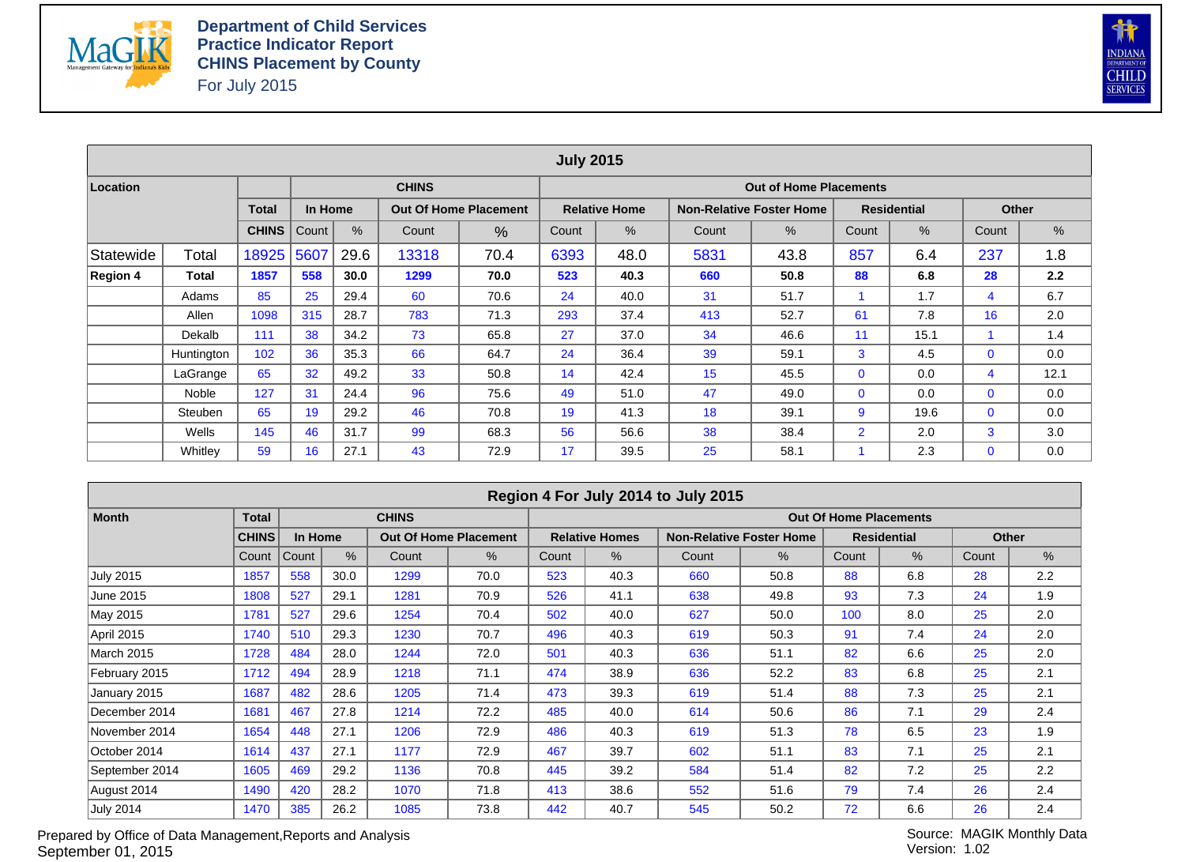**Department of Child Services**
**Practice Indicator Report**
**CHINS Placement by County**
For July 2015

| Location | | Total | CHINS | | | | Out of Home Placements | | | | | | | |
|---|---|---|---|---|---|---|---|---|---|---|---|---|---|---|
| | | Total | In Home | | Out Of Home Placement | | Relative Home | | Non-Relative Foster Home | | Residential | | Other | |
| | | CHINS | Count | % | Count | % | Count | % | Count | % | Count | % | Count | % |
| Statewide | Total | 18925 | 5607 | 29.6 | 13318 | 70.4 | 6393 | 48.0 | 5831 | 43.8 | 857 | 6.4 | 237 | 1.8 |
| **Region 4** | **Total** | **1857** | **558** | **30.0** | **1299** | **70.0** | **523** | **40.3** | **660** | **50.8** | **88** | **6.8** | **28** | **2.2** |
| | Adams | 85 | 25 | 29.4 | 60 | 70.6 | 24 | 40.0 | 31 | 51.7 | 1 | 1.7 | 4 | 6.7 |
| | Allen | 1098 | 315 | 28.7 | 783 | 71.3 | 293 | 37.4 | 413 | 52.7 | 61 | 7.8 | 16 | 2.0 |
| | Dekalb | 111 | 38 | 34.2 | 73 | 65.8 | 27 | 37.0 | 34 | 46.6 | 11 | 15.1 | 1 | 1.4 |
| | Huntington | 102 | 36 | 35.3 | 66 | 64.7 | 24 | 36.4 | 39 | 59.1 | 3 | 4.5 | 0 | 0.0 |
| | LaGrange | 65 | 32 | 49.2 | 33 | 50.8 | 14 | 42.4 | 15 | 45.5 | 0 | 0.0 | 4 | 12.1 |
| | Noble | 127 | 31 | 24.4 | 96 | 75.6 | 49 | 51.0 | 47 | 49.0 | 0 | 0.0 | 0 | 0.0 |
| | Steuben | 65 | 19 | 29.2 | 46 | 70.8 | 19 | 41.3 | 18 | 39.1 | 9 | 19.6 | 0 | 0.0 |
| | Wells | 145 | 46 | 31.7 | 99 | 68.3 | 56 | 56.6 | 38 | 38.4 | 2 | 2.0 | 3 | 3.0 |
| | Whitley | 59 | 16 | 27.1 | 43 | 72.9 | 17 | 39.5 | 25 | 58.1 | 1 | 2.3 | 0 | 0.0 |

**Region 4 For July 2014 to July 2015**

| Month | Total | CHINS | | | | Out Of Home Placements | | | | | | | |
|---|---|---|---|---|---|---|---|---|---|---|---|---|---|
| | CHINS | In Home | | Out Of Home Placement | | Relative Homes | | Non-Relative Foster Home | | Residential | | Other | |
| | Count | Count | % | Count | % | Count | % | Count | % | Count | % | Count | % |
| July 2015 | 1857 | 558 | 30.0 | 1299 | 70.0 | 523 | 40.3 | 660 | 50.8 | 88 | 6.8 | 28 | 2.2 |
| June 2015 | 1808 | 527 | 29.1 | 1281 | 70.9 | 526 | 41.1 | 638 | 49.8 | 93 | 7.3 | 24 | 1.9 |
| May 2015 | 1781 | 527 | 29.6 | 1254 | 70.4 | 502 | 40.0 | 627 | 50.0 | 100 | 8.0 | 25 | 2.0 |
| April 2015 | 1740 | 510 | 29.3 | 1230 | 70.7 | 496 | 40.3 | 619 | 50.3 | 91 | 7.4 | 24 | 2.0 |
| March 2015 | 1728 | 484 | 28.0 | 1244 | 72.0 | 501 | 40.3 | 636 | 51.1 | 82 | 6.6 | 25 | 2.0 |
| February 2015 | 1712 | 494 | 28.9 | 1218 | 71.1 | 474 | 38.9 | 636 | 52.2 | 83 | 6.8 | 25 | 2.1 |
| January 2015 | 1687 | 482 | 28.6 | 1205 | 71.4 | 473 | 39.3 | 619 | 51.4 | 88 | 7.3 | 25 | 2.1 |
| December 2014 | 1681 | 467 | 27.8 | 1214 | 72.2 | 485 | 40.0 | 614 | 50.6 | 86 | 7.1 | 29 | 2.4 |
| November 2014 | 1654 | 448 | 27.1 | 1206 | 72.9 | 486 | 40.3 | 619 | 51.3 | 78 | 6.5 | 23 | 1.9 |
| October 2014 | 1614 | 437 | 27.1 | 1177 | 72.9 | 467 | 39.7 | 602 | 51.1 | 83 | 7.1 | 25 | 2.1 |
| September 2014 | 1605 | 469 | 29.2 | 1136 | 70.8 | 445 | 39.2 | 584 | 51.4 | 82 | 7.2 | 25 | 2.2 |
| August 2014 | 1490 | 420 | 28.2 | 1070 | 71.8 | 413 | 38.6 | 552 | 51.6 | 79 | 7.4 | 26 | 2.4 |
| July 2014 | 1470 | 385 | 26.2 | 1085 | 73.8 | 442 | 40.7 | 545 | 50.2 | 72 | 6.6 | 26 | 2.4 |

Prepared by Office of Data Management,Reports and Analysis
September 01, 2015

Source: MAGIK Monthly Data
Version: 1.02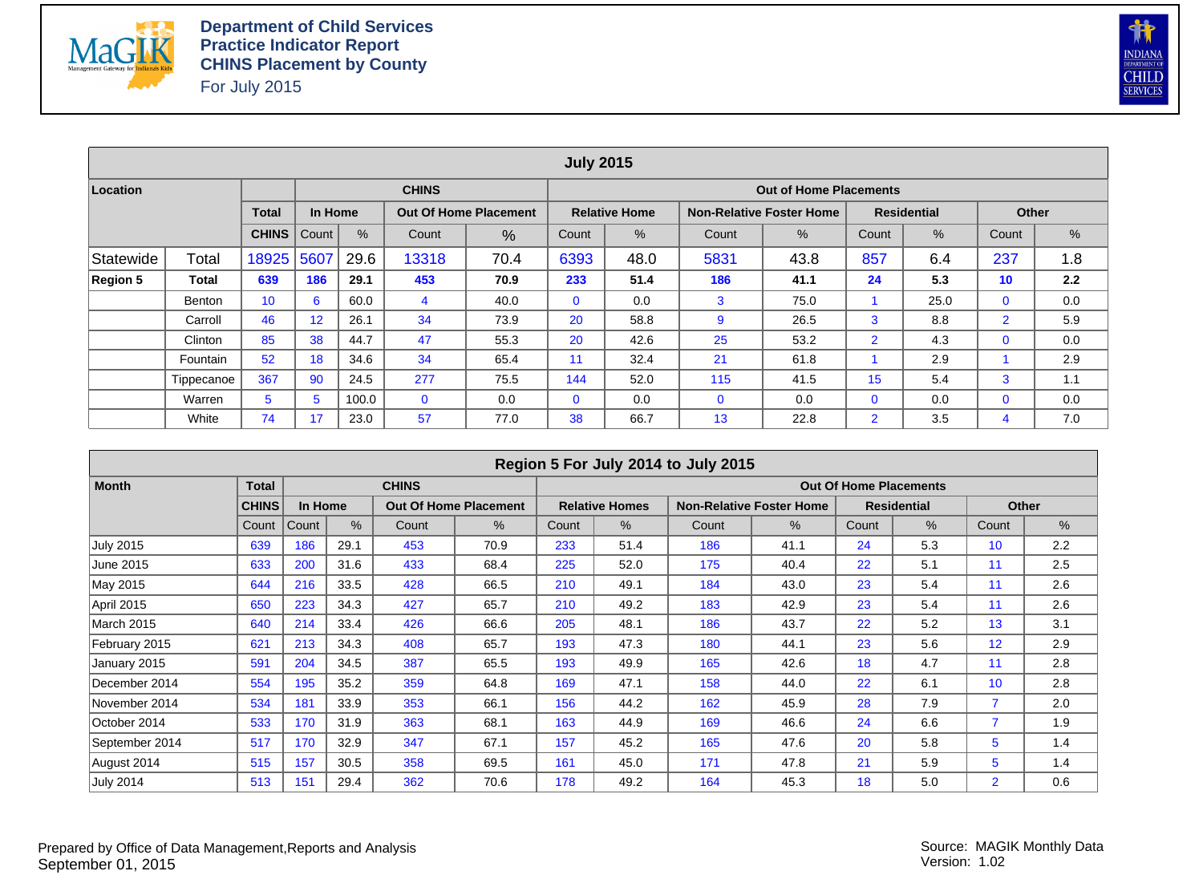# Department of Child Services
## Practice Indicator Report
## CHINS Placement by County

For July 2015

| July 2015 | | | | | | | | | | | | | | |
|---|---|---|---|---|---|---|---|---|---|---|---|---|---|---|
| **Location** | | | **CHINS** | | | | **Out of Home Placements** | | | | | | | |
| | | **Total** | **In Home** | | **Out Of Home Placement** | | **Relative Home** | | **Non-Relative Foster Home** | | **Residential** | | **Other** | |
| | | **CHINS** | Count | % | Count | % | Count | % | Count | % | Count | % | Count | % |
| Statewide | Total | 18925 | 5607 | 29.6 | 13318 | 70.4 | 6393 | 48.0 | 5831 | 43.8 | 857 | 6.4 | 237 | 1.8 |
| **Region 5** | **Total** | **639** | **186** | **29.1** | **453** | **70.9** | **233** | **51.4** | **186** | **41.1** | **24** | **5.3** | **10** | **2.2** |
| | Benton | 10 | 6 | 60.0 | 4 | 40.0 | 0 | 0.0 | 3 | 75.0 | 1 | 25.0 | 0 | 0.0 |
| | Carroll | 46 | 12 | 26.1 | 34 | 73.9 | 20 | 58.8 | 9 | 26.5 | 3 | 8.8 | 2 | 5.9 |
| | Clinton | 85 | 38 | 44.7 | 47 | 55.3 | 20 | 42.6 | 25 | 53.2 | 2 | 4.3 | 0 | 0.0 |
| | Fountain | 52 | 18 | 34.6 | 34 | 65.4 | 11 | 32.4 | 21 | 61.8 | 1 | 2.9 | 1 | 2.9 |
| | Tippecanoe | 367 | 90 | 24.5 | 277 | 75.5 | 144 | 52.0 | 115 | 41.5 | 15 | 5.4 | 3 | 1.1 |
| | Warren | 5 | 5 | 100.0 | 0 | 0.0 | 0 | 0.0 | 0 | 0.0 | 0 | 0.0 | 0 | 0.0 |
| | White | 74 | 17 | 23.0 | 57 | 77.0 | 38 | 66.7 | 13 | 22.8 | 2 | 3.5 | 4 | 7.0 |

| Region 5 For July 2014 to July 2015 | | | | | | | | | | | | | |
|---|---|---|---|---|---|---|---|---|---|---|---|---|---|
| **Month** | **Total** | **CHINS** | | | | **Out Of Home Placements** | | | | | | | |
| | **CHINS** | **In Home** | | **Out Of Home Placement** | | **Relative Homes** | | **Non-Relative Foster Home** | | **Residential** | | **Other** | |
| | Count | Count | % | Count | % | Count | % | Count | % | Count | % | Count | % |
| July 2015 | 639 | 186 | 29.1 | 453 | 70.9 | 233 | 51.4 | 186 | 41.1 | 24 | 5.3 | 10 | 2.2 |
| June 2015 | 633 | 200 | 31.6 | 433 | 68.4 | 225 | 52.0 | 175 | 40.4 | 22 | 5.1 | 11 | 2.5 |
| May 2015 | 644 | 216 | 33.5 | 428 | 66.5 | 210 | 49.1 | 184 | 43.0 | 23 | 5.4 | 11 | 2.6 |
| April 2015 | 650 | 223 | 34.3 | 427 | 65.7 | 210 | 49.2 | 183 | 42.9 | 23 | 5.4 | 11 | 2.6 |
| March 2015 | 640 | 214 | 33.4 | 426 | 66.6 | 205 | 48.1 | 186 | 43.7 | 22 | 5.2 | 13 | 3.1 |
| February 2015 | 621 | 213 | 34.3 | 408 | 65.7 | 193 | 47.3 | 180 | 44.1 | 23 | 5.6 | 12 | 2.9 |
| January 2015 | 591 | 204 | 34.5 | 387 | 65.5 | 193 | 49.9 | 165 | 42.6 | 18 | 4.7 | 11 | 2.8 |
| December 2014 | 554 | 195 | 35.2 | 359 | 64.8 | 169 | 47.1 | 158 | 44.0 | 22 | 6.1 | 10 | 2.8 |
| November 2014 | 534 | 181 | 33.9 | 353 | 66.1 | 156 | 44.2 | 162 | 45.9 | 28 | 7.9 | 7 | 2.0 |
| October 2014 | 533 | 170 | 31.9 | 363 | 68.1 | 163 | 44.9 | 169 | 46.6 | 24 | 6.6 | 7 | 1.9 |
| September 2014 | 517 | 170 | 32.9 | 347 | 67.1 | 157 | 45.2 | 165 | 47.6 | 20 | 5.8 | 5 | 1.4 |
| August 2014 | 515 | 157 | 30.5 | 358 | 69.5 | 161 | 45.0 | 171 | 47.8 | 21 | 5.9 | 5 | 1.4 |
| July 2014 | 513 | 151 | 29.4 | 362 | 70.6 | 178 | 49.2 | 164 | 45.3 | 18 | 5.0 | 2 | 0.6 |

Prepared by Office of Data Management,Reports and Analysis
September 01, 2015

Source: MAGIK Monthly Data
Version: 1.02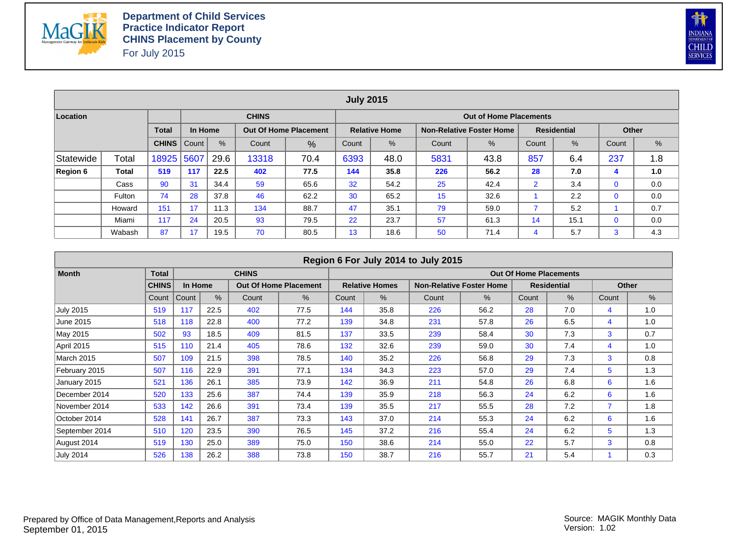# Department of Child Services
## Practice Indicator Report
## CHINS Placement by County
For July 2015

| July 2015 | | | | | | | | | | | | | | |
|---|---|---|---|---|---|---|---|---|---|---|---|---|---|---|
| **Location** | | **Total** | **CHINS** | | | | **Out of Home Placements** | | | | | | | |
| | | | **In Home** | | **Out Of Home Placement** | | **Relative Home** | | **Non-Relative Foster Home** | | **Residential** | | **Other** | |
| | | **CHINS** | Count | % | Count | % | Count | % | Count | % | Count | % | Count | % |
| Statewide | Total | 18925 | 5607 | 29.6 | 13318 | 70.4 | 6393 | 48.0 | 5831 | 43.8 | 857 | 6.4 | 237 | 1.8 |
| **Region 6** | **Total** | **519** | **117** | **22.5** | **402** | **77.5** | **144** | **35.8** | **226** | **56.2** | **28** | **7.0** | **4** | **1.0** |
| | Cass | 90 | 31 | 34.4 | 59 | 65.6 | 32 | 54.2 | 25 | 42.4 | 2 | 3.4 | 0 | 0.0 |
| | Fulton | 74 | 28 | 37.8 | 46 | 62.2 | 30 | 65.2 | 15 | 32.6 | 1 | 2.2 | 0 | 0.0 |
| | Howard | 151 | 17 | 11.3 | 134 | 88.7 | 47 | 35.1 | 79 | 59.0 | 7 | 5.2 | 1 | 0.7 |
| | Miami | 117 | 24 | 20.5 | 93 | 79.5 | 22 | 23.7 | 57 | 61.3 | 14 | 15.1 | 0 | 0.0 |
| | Wabash | 87 | 17 | 19.5 | 70 | 80.5 | 13 | 18.6 | 50 | 71.4 | 4 | 5.7 | 3 | 4.3 |

| Region 6 For July 2014 to July 2015 | | | | | | | | | | | | | |
|---|---|---|---|---|---|---|---|---|---|---|---|---|---|
| **Month** | **Total** | **CHINS** | | | | **Out Of Home Placements** | | | | | | | |
| | **CHINS** | **In Home** | | **Out Of Home Placement** | | **Relative Homes** | | **Non-Relative Foster Home** | | **Residential** | | **Other** | |
| | Count | Count | % | Count | % | Count | % | Count | % | Count | % | Count | % |
| July 2015 | 519 | 117 | 22.5 | 402 | 77.5 | 144 | 35.8 | 226 | 56.2 | 28 | 7.0 | 4 | 1.0 |
| June 2015 | 518 | 118 | 22.8 | 400 | 77.2 | 139 | 34.8 | 231 | 57.8 | 26 | 6.5 | 4 | 1.0 |
| May 2015 | 502 | 93 | 18.5 | 409 | 81.5 | 137 | 33.5 | 239 | 58.4 | 30 | 7.3 | 3 | 0.7 |
| April 2015 | 515 | 110 | 21.4 | 405 | 78.6 | 132 | 32.6 | 239 | 59.0 | 30 | 7.4 | 4 | 1.0 |
| March 2015 | 507 | 109 | 21.5 | 398 | 78.5 | 140 | 35.2 | 226 | 56.8 | 29 | 7.3 | 3 | 0.8 |
| February 2015 | 507 | 116 | 22.9 | 391 | 77.1 | 134 | 34.3 | 223 | 57.0 | 29 | 7.4 | 5 | 1.3 |
| January 2015 | 521 | 136 | 26.1 | 385 | 73.9 | 142 | 36.9 | 211 | 54.8 | 26 | 6.8 | 6 | 1.6 |
| December 2014 | 520 | 133 | 25.6 | 387 | 74.4 | 139 | 35.9 | 218 | 56.3 | 24 | 6.2 | 6 | 1.6 |
| November 2014 | 533 | 142 | 26.6 | 391 | 73.4 | 139 | 35.5 | 217 | 55.5 | 28 | 7.2 | 7 | 1.8 |
| October 2014 | 528 | 141 | 26.7 | 387 | 73.3 | 143 | 37.0 | 214 | 55.3 | 24 | 6.2 | 6 | 1.6 |
| September 2014 | 510 | 120 | 23.5 | 390 | 76.5 | 145 | 37.2 | 216 | 55.4 | 24 | 6.2 | 5 | 1.3 |
| August 2014 | 519 | 130 | 25.0 | 389 | 75.0 | 150 | 38.6 | 214 | 55.0 | 22 | 5.7 | 3 | 0.8 |
| July 2014 | 526 | 138 | 26.2 | 388 | 73.8 | 150 | 38.7 | 216 | 55.7 | 21 | 5.4 | 1 | 0.3 |

Prepared by Office of Data Management,Reports and Analysis
September 01, 2015

Source: MAGIK Monthly Data
Version: 1.02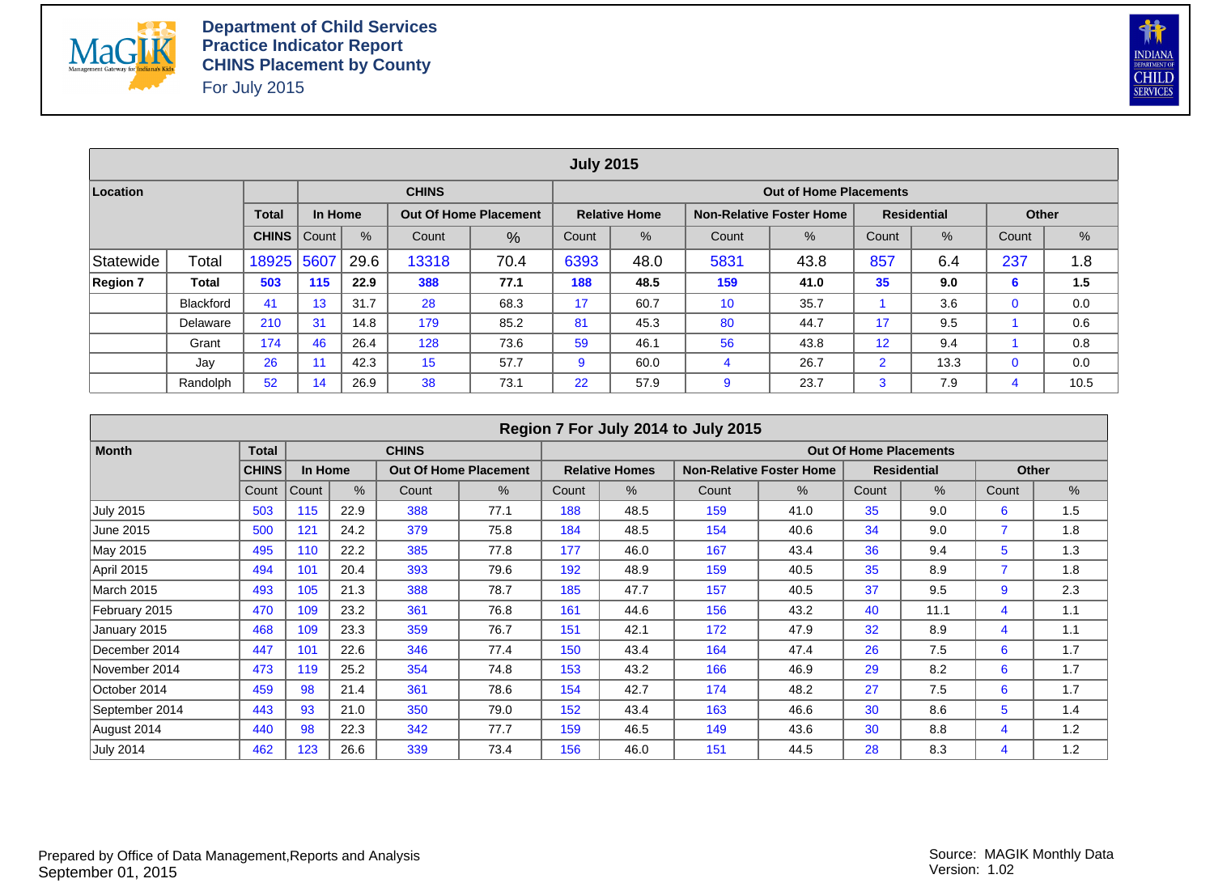# Department of Child Services
## Practice Indicator Report
## CHINS Placement by County
For July 2015

| July 2015 | | | | | | | | | | | | | | |
|---|---|---|---|---|---|---|---|---|---|---|---|---|---|---|
| **Location** | | | **CHINS** | | | | **Out of Home Placements** | | | | | | | |
| | | **Total** | **In Home** | | **Out Of Home Placement** | | **Relative Home** | | **Non-Relative Foster Home** | | **Residential** | | **Other** | |
| | | **CHINS** | Count | % | Count | % | Count | % | Count | % | Count | % | Count | % |
| Statewide | Total | 18925 | 5607 | 29.6 | 13318 | 70.4 | 6393 | 48.0 | 5831 | 43.8 | 857 | 6.4 | 237 | 1.8 |
| **Region 7** | **Total** | **503** | **115** | **22.9** | **388** | **77.1** | **188** | **48.5** | **159** | **41.0** | **35** | **9.0** | **6** | **1.5** |
| | Blackford | 41 | 13 | 31.7 | 28 | 68.3 | 17 | 60.7 | 10 | 35.7 | 1 | 3.6 | 0 | 0.0 |
| | Delaware | 210 | 31 | 14.8 | 179 | 85.2 | 81 | 45.3 | 80 | 44.7 | 17 | 9.5 | 1 | 0.6 |
| | Grant | 174 | 46 | 26.4 | 128 | 73.6 | 59 | 46.1 | 56 | 43.8 | 12 | 9.4 | 1 | 0.8 |
| | Jay | 26 | 11 | 42.3 | 15 | 57.7 | 9 | 60.0 | 4 | 26.7 | 2 | 13.3 | 0 | 0.0 |
| | Randolph | 52 | 14 | 26.9 | 38 | 73.1 | 22 | 57.9 | 9 | 23.7 | 3 | 7.9 | 4 | 10.5 |

| Region 7 For July 2014 to July 2015 | | | | | | | | | | | | | |
|---|---|---|---|---|---|---|---|---|---|---|---|---|---|
| **Month** | **Total** | **CHINS** | | | | **Out Of Home Placements** | | | | | | | |
| | **CHINS** | **In Home** | | **Out Of Home Placement** | | **Relative Homes** | | **Non-Relative Foster Home** | | **Residential** | | **Other** | |
| | Count | Count | % | Count | % | Count | % | Count | % | Count | % | Count | % |
| July 2015 | 503 | 115 | 22.9 | 388 | 77.1 | 188 | 48.5 | 159 | 41.0 | 35 | 9.0 | 6 | 1.5 |
| June 2015 | 500 | 121 | 24.2 | 379 | 75.8 | 184 | 48.5 | 154 | 40.6 | 34 | 9.0 | 7 | 1.8 |
| May 2015 | 495 | 110 | 22.2 | 385 | 77.8 | 177 | 46.0 | 167 | 43.4 | 36 | 9.4 | 5 | 1.3 |
| April 2015 | 494 | 101 | 20.4 | 393 | 79.6 | 192 | 48.9 | 159 | 40.5 | 35 | 8.9 | 7 | 1.8 |
| March 2015 | 493 | 105 | 21.3 | 388 | 78.7 | 185 | 47.7 | 157 | 40.5 | 37 | 9.5 | 9 | 2.3 |
| February 2015 | 470 | 109 | 23.2 | 361 | 76.8 | 161 | 44.6 | 156 | 43.2 | 40 | 11.1 | 4 | 1.1 |
| January 2015 | 468 | 109 | 23.3 | 359 | 76.7 | 151 | 42.1 | 172 | 47.9 | 32 | 8.9 | 4 | 1.1 |
| December 2014 | 447 | 101 | 22.6 | 346 | 77.4 | 150 | 43.4 | 164 | 47.4 | 26 | 7.5 | 6 | 1.7 |
| November 2014 | 473 | 119 | 25.2 | 354 | 74.8 | 153 | 43.2 | 166 | 46.9 | 29 | 8.2 | 6 | 1.7 |
| October 2014 | 459 | 98 | 21.4 | 361 | 78.6 | 154 | 42.7 | 174 | 48.2 | 27 | 7.5 | 6 | 1.7 |
| September 2014 | 443 | 93 | 21.0 | 350 | 79.0 | 152 | 43.4 | 163 | 46.6 | 30 | 8.6 | 5 | 1.4 |
| August 2014 | 440 | 98 | 22.3 | 342 | 77.7 | 159 | 46.5 | 149 | 43.6 | 30 | 8.8 | 4 | 1.2 |
| July 2014 | 462 | 123 | 26.6 | 339 | 73.4 | 156 | 46.0 | 151 | 44.5 | 28 | 8.3 | 4 | 1.2 |

Prepared by Office of Data Management,Reports and Analysis
September 01, 2015

Source: MAGIK Monthly Data
Version: 1.02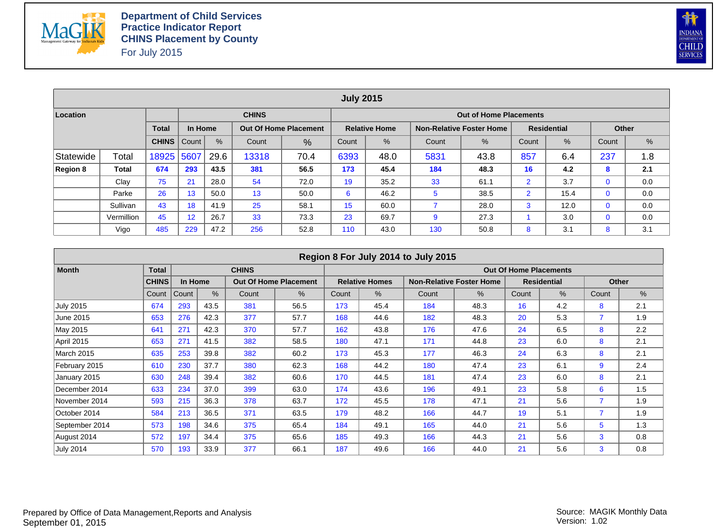**Department of Child Services**
**Practice Indicator Report**
**CHINS Placement by County**
For July 2015

| July 2015 | | | | | | | | | | | | | | |
|---|---|---|---|---|---|---|---|---|---|---|---|---|---|---|
| **Location** | | **Total** | **CHINS** | | | | **Out of Home Placements** | | | | | | | |
| | | | **In Home** | | **Out Of Home Placement** | | **Relative Home** | | **Non-Relative Foster Home** | | **Residential** | | **Other** | |
| | | **CHINS** | Count | % | Count | % | Count | % | Count | % | Count | % | Count | % |
| Statewide | Total | 18925 | 5607 | 29.6 | 13318 | 70.4 | 6393 | 48.0 | 5831 | 43.8 | 857 | 6.4 | 237 | 1.8 |
| **Region 8** | **Total** | **674** | **293** | **43.5** | **381** | **56.5** | **173** | **45.4** | **184** | **48.3** | **16** | **4.2** | **8** | **2.1** |
| | Clay | 75 | 21 | 28.0 | 54 | 72.0 | 19 | 35.2 | 33 | 61.1 | 2 | 3.7 | 0 | 0.0 |
| | Parke | 26 | 13 | 50.0 | 13 | 50.0 | 6 | 46.2 | 5 | 38.5 | 2 | 15.4 | 0 | 0.0 |
| | Sullivan | 43 | 18 | 41.9 | 25 | 58.1 | 15 | 60.0 | 7 | 28.0 | 3 | 12.0 | 0 | 0.0 |
| | Vermillion | 45 | 12 | 26.7 | 33 | 73.3 | 23 | 69.7 | 9 | 27.3 | 1 | 3.0 | 0 | 0.0 |
| | Vigo | 485 | 229 | 47.2 | 256 | 52.8 | 110 | 43.0 | 130 | 50.8 | 8 | 3.1 | 8 | 3.1 |

| Region 8 For July 2014 to July 2015 | | | | | | | | | | | | | |
|---|---|---|---|---|---|---|---|---|---|---|---|---|---|
| **Month** | **Total** | **CHINS** | | | | **Out Of Home Placements** | | | | | | | |
| | **CHINS** | **In Home** | | **Out Of Home Placement** | | **Relative Homes** | | **Non-Relative Foster Home** | | **Residential** | | **Other** | |
| | Count | Count | % | Count | % | Count | % | Count | % | Count | % | Count | % |
| July 2015 | 674 | 293 | 43.5 | 381 | 56.5 | 173 | 45.4 | 184 | 48.3 | 16 | 4.2 | 8 | 2.1 |
| June 2015 | 653 | 276 | 42.3 | 377 | 57.7 | 168 | 44.6 | 182 | 48.3 | 20 | 5.3 | 7 | 1.9 |
| May 2015 | 641 | 271 | 42.3 | 370 | 57.7 | 162 | 43.8 | 176 | 47.6 | 24 | 6.5 | 8 | 2.2 |
| April 2015 | 653 | 271 | 41.5 | 382 | 58.5 | 180 | 47.1 | 171 | 44.8 | 23 | 6.0 | 8 | 2.1 |
| March 2015 | 635 | 253 | 39.8 | 382 | 60.2 | 173 | 45.3 | 177 | 46.3 | 24 | 6.3 | 8 | 2.1 |
| February 2015 | 610 | 230 | 37.7 | 380 | 62.3 | 168 | 44.2 | 180 | 47.4 | 23 | 6.1 | 9 | 2.4 |
| January 2015 | 630 | 248 | 39.4 | 382 | 60.6 | 170 | 44.5 | 181 | 47.4 | 23 | 6.0 | 8 | 2.1 |
| December 2014 | 633 | 234 | 37.0 | 399 | 63.0 | 174 | 43.6 | 196 | 49.1 | 23 | 5.8 | 6 | 1.5 |
| November 2014 | 593 | 215 | 36.3 | 378 | 63.7 | 172 | 45.5 | 178 | 47.1 | 21 | 5.6 | 7 | 1.9 |
| October 2014 | 584 | 213 | 36.5 | 371 | 63.5 | 179 | 48.2 | 166 | 44.7 | 19 | 5.1 | 7 | 1.9 |
| September 2014 | 573 | 198 | 34.6 | 375 | 65.4 | 184 | 49.1 | 165 | 44.0 | 21 | 5.6 | 5 | 1.3 |
| August 2014 | 572 | 197 | 34.4 | 375 | 65.6 | 185 | 49.3 | 166 | 44.3 | 21 | 5.6 | 3 | 0.8 |
| July 2014 | 570 | 193 | 33.9 | 377 | 66.1 | 187 | 49.6 | 166 | 44.0 | 21 | 5.6 | 3 | 0.8 |

Prepared by Office of Data Management,Reports and Analysis
September 01, 2015

Source: MAGIK Monthly Data
Version: 1.02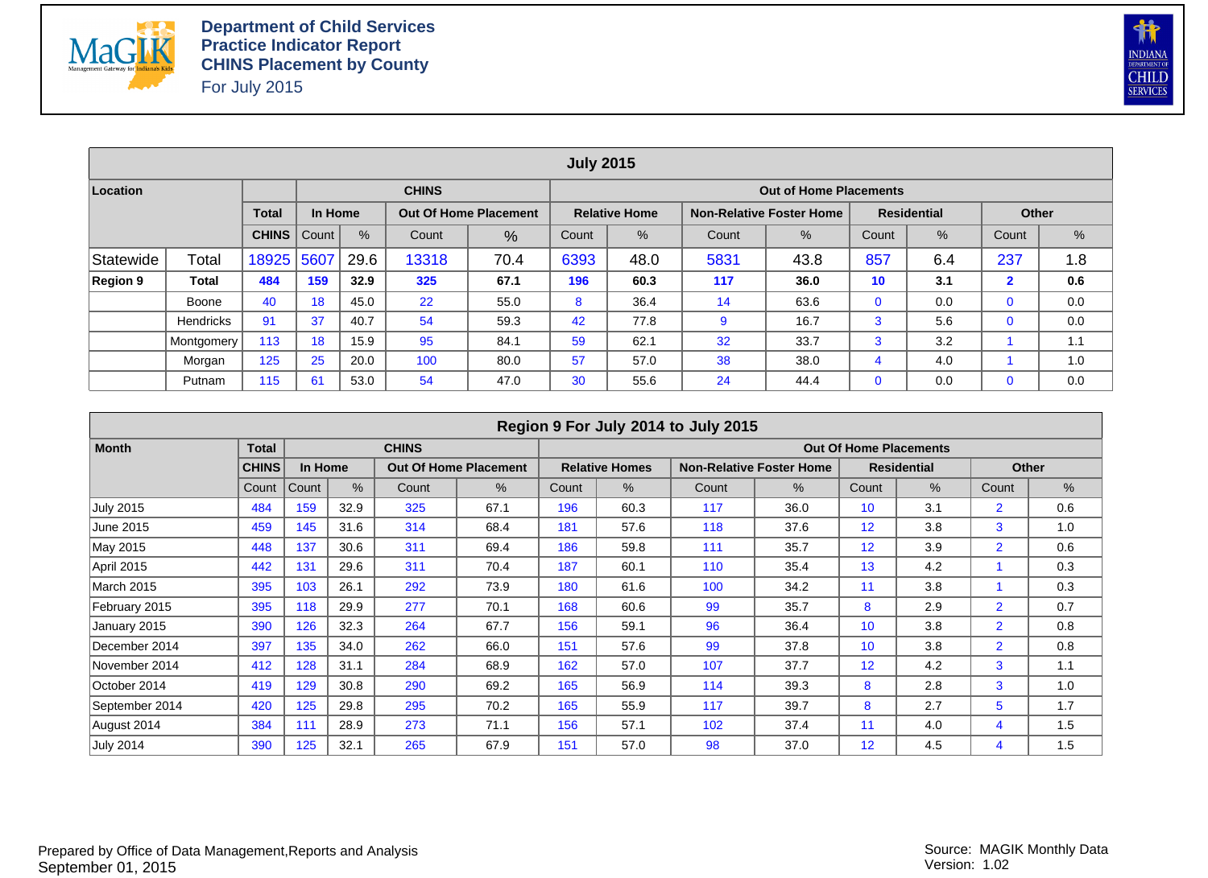# Department of Child Services
## Practice Indicator Report
## CHINS Placement by County
For July 2015

**July 2015**

| Location | | Total | CHINS | | | | Out of Home Placements | | | | | | | |
|---|---|---|---|---|---|---|---|---|---|---|---|---|---|---|
| | | Total | In Home | | Out Of Home Placement | | Relative Home | | Non-Relative Foster Home | | Residential | | Other | |
| | | CHINS | Count | % | Count | % | Count | % | Count | % | Count | % | Count | % |
| Statewide | Total | 18925 | 5607 | 29.6 | 13318 | 70.4 | 6393 | 48.0 | 5831 | 43.8 | 857 | 6.4 | 237 | 1.8 |
| **Region 9** | **Total** | **484** | **159** | **32.9** | **325** | **67.1** | **196** | **60.3** | **117** | **36.0** | **10** | **3.1** | **2** | **0.6** |
| | Boone | 40 | 18 | 45.0 | 22 | 55.0 | 8 | 36.4 | 14 | 63.6 | 0 | 0.0 | 0 | 0.0 |
| | Hendricks | 91 | 37 | 40.7 | 54 | 59.3 | 42 | 77.8 | 9 | 16.7 | 3 | 5.6 | 0 | 0.0 |
| | Montgomery | 113 | 18 | 15.9 | 95 | 84.1 | 59 | 62.1 | 32 | 33.7 | 3 | 3.2 | 1 | 1.1 |
| | Morgan | 125 | 25 | 20.0 | 100 | 80.0 | 57 | 57.0 | 38 | 38.0 | 4 | 4.0 | 1 | 1.0 |
| | Putnam | 115 | 61 | 53.0 | 54 | 47.0 | 30 | 55.6 | 24 | 44.4 | 0 | 0.0 | 0 | 0.0 |

**Region 9 For July 2014 to July 2015**

| Month | Total | CHINS | | | | Out Of Home Placements | | | | | | | |
|---|---|---|---|---|---|---|---|---|---|---|---|---|---|
| | CHINS | In Home | | Out Of Home Placement | | Relative Homes | | Non-Relative Foster Home | | Residential | | Other | |
| | Count | Count | % | Count | % | Count | % | Count | % | Count | % | Count | % |
| July 2015 | 484 | 159 | 32.9 | 325 | 67.1 | 196 | 60.3 | 117 | 36.0 | 10 | 3.1 | 2 | 0.6 |
| June 2015 | 459 | 145 | 31.6 | 314 | 68.4 | 181 | 57.6 | 118 | 37.6 | 12 | 3.8 | 3 | 1.0 |
| May 2015 | 448 | 137 | 30.6 | 311 | 69.4 | 186 | 59.8 | 111 | 35.7 | 12 | 3.9 | 2 | 0.6 |
| April 2015 | 442 | 131 | 29.6 | 311 | 70.4 | 187 | 60.1 | 110 | 35.4 | 13 | 4.2 | 1 | 0.3 |
| March 2015 | 395 | 103 | 26.1 | 292 | 73.9 | 180 | 61.6 | 100 | 34.2 | 11 | 3.8 | 1 | 0.3 |
| February 2015 | 395 | 118 | 29.9 | 277 | 70.1 | 168 | 60.6 | 99 | 35.7 | 8 | 2.9 | 2 | 0.7 |
| January 2015 | 390 | 126 | 32.3 | 264 | 67.7 | 156 | 59.1 | 96 | 36.4 | 10 | 3.8 | 2 | 0.8 |
| December 2014 | 397 | 135 | 34.0 | 262 | 66.0 | 151 | 57.6 | 99 | 37.8 | 10 | 3.8 | 2 | 0.8 |
| November 2014 | 412 | 128 | 31.1 | 284 | 68.9 | 162 | 57.0 | 107 | 37.7 | 12 | 4.2 | 3 | 1.1 |
| October 2014 | 419 | 129 | 30.8 | 290 | 69.2 | 165 | 56.9 | 114 | 39.3 | 8 | 2.8 | 3 | 1.0 |
| September 2014 | 420 | 125 | 29.8 | 295 | 70.2 | 165 | 55.9 | 117 | 39.7 | 8 | 2.7 | 5 | 1.7 |
| August 2014 | 384 | 111 | 28.9 | 273 | 71.1 | 156 | 57.1 | 102 | 37.4 | 11 | 4.0 | 4 | 1.5 |
| July 2014 | 390 | 125 | 32.1 | 265 | 67.9 | 151 | 57.0 | 98 | 37.0 | 12 | 4.5 | 4 | 1.5 |

Prepared by Office of Data Management,Reports and Analysis
September 01, 2015

Source: MAGIK Monthly Data
Version: 1.02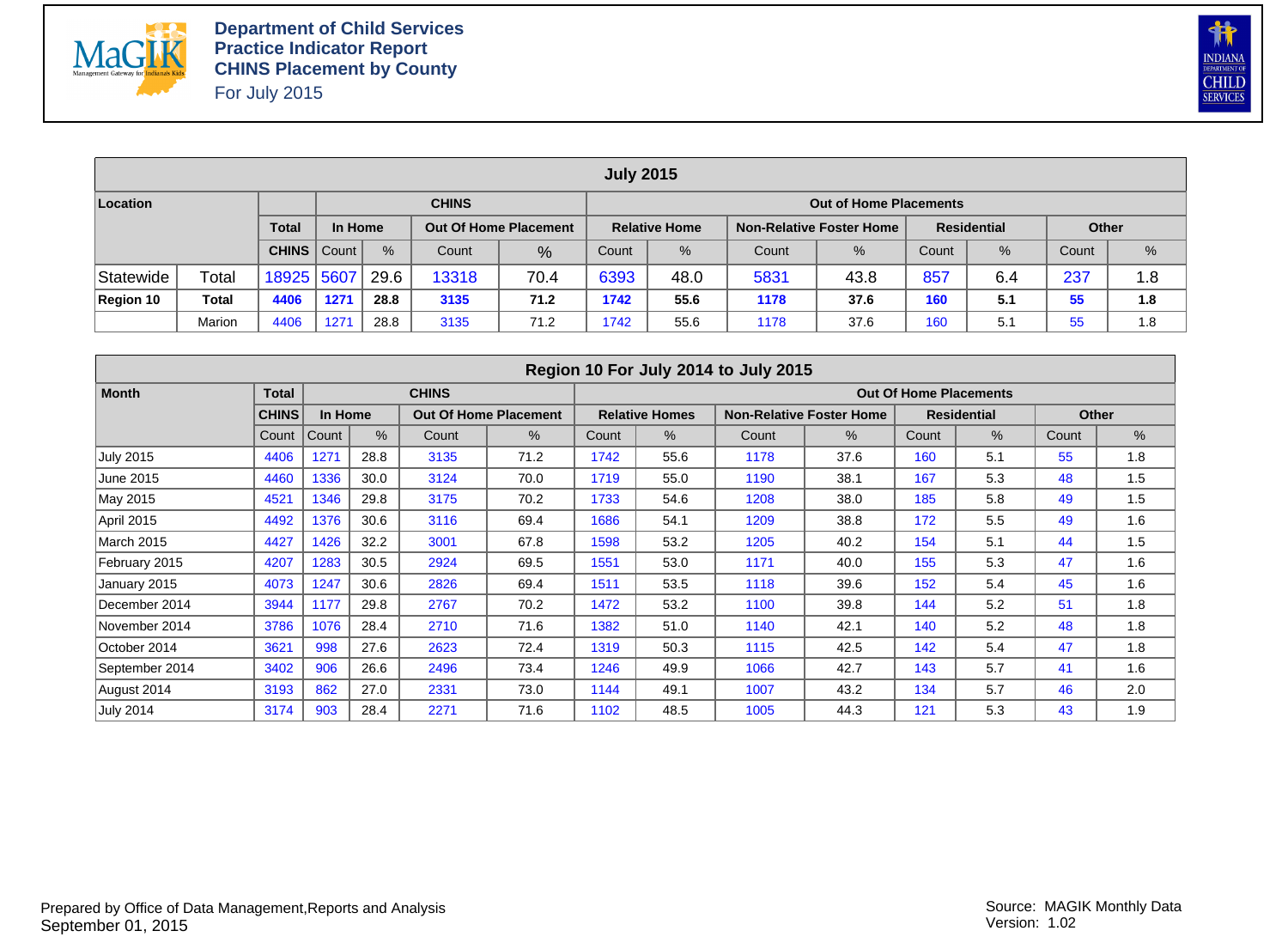**Department of Child Services**
**Practice Indicator Report**
**CHINS Placement by County**
For July 2015

| July 2015 | | | | | | | | | | | | | | |
|---|---|---|---|---|---|---|---|---|---|---|---|---|---|---|
| **Location** | | | **CHINS** | | | | **Out of Home Placements** | | | | | | | |
| | | **Total** | **In Home** | | **Out Of Home Placement** | | **Relative Home** | | **Non-Relative Foster Home** | | **Residential** | | **Other** | |
| | | **CHINS** | Count | % | Count | % | Count | % | Count | % | Count | % | Count | % |
| Statewide | Total | 18925 | 5607 | 29.6 | 13318 | 70.4 | 6393 | 48.0 | 5831 | 43.8 | 857 | 6.4 | 237 | 1.8 |
| **Region 10** | **Total** | **4406** | **1271** | **28.8** | **3135** | **71.2** | **1742** | **55.6** | **1178** | **37.6** | **160** | **5.1** | **55** | **1.8** |
| | Marion | 4406 | 1271 | 28.8 | 3135 | 71.2 | 1742 | 55.6 | 1178 | 37.6 | 160 | 5.1 | 55 | 1.8 |

| Region 10 For July 2014 to July 2015 | | | | | | | | | | | | | |
|---|---|---|---|---|---|---|---|---|---|---|---|---|---|
| **Month** | **Total** | **CHINS** | | | | **Out Of Home Placements** | | | | | | | |
| | **CHINS** | **In Home** | | **Out Of Home Placement** | | **Relative Homes** | | **Non-Relative Foster Home** | | **Residential** | | **Other** | |
| | Count | Count | % | Count | % | Count | % | Count | % | Count | % | Count | % |
| July 2015 | 4406 | 1271 | 28.8 | 3135 | 71.2 | 1742 | 55.6 | 1178 | 37.6 | 160 | 5.1 | 55 | 1.8 |
| June 2015 | 4460 | 1336 | 30.0 | 3124 | 70.0 | 1719 | 55.0 | 1190 | 38.1 | 167 | 5.3 | 48 | 1.5 |
| May 2015 | 4521 | 1346 | 29.8 | 3175 | 70.2 | 1733 | 54.6 | 1208 | 38.0 | 185 | 5.8 | 49 | 1.5 |
| April 2015 | 4492 | 1376 | 30.6 | 3116 | 69.4 | 1686 | 54.1 | 1209 | 38.8 | 172 | 5.5 | 49 | 1.6 |
| March 2015 | 4427 | 1426 | 32.2 | 3001 | 67.8 | 1598 | 53.2 | 1205 | 40.2 | 154 | 5.1 | 44 | 1.5 |
| February 2015 | 4207 | 1283 | 30.5 | 2924 | 69.5 | 1551 | 53.0 | 1171 | 40.0 | 155 | 5.3 | 47 | 1.6 |
| January 2015 | 4073 | 1247 | 30.6 | 2826 | 69.4 | 1511 | 53.5 | 1118 | 39.6 | 152 | 5.4 | 45 | 1.6 |
| December 2014 | 3944 | 1177 | 29.8 | 2767 | 70.2 | 1472 | 53.2 | 1100 | 39.8 | 144 | 5.2 | 51 | 1.8 |
| November 2014 | 3786 | 1076 | 28.4 | 2710 | 71.6 | 1382 | 51.0 | 1140 | 42.1 | 140 | 5.2 | 48 | 1.8 |
| October 2014 | 3621 | 998 | 27.6 | 2623 | 72.4 | 1319 | 50.3 | 1115 | 42.5 | 142 | 5.4 | 47 | 1.8 |
| September 2014 | 3402 | 906 | 26.6 | 2496 | 73.4 | 1246 | 49.9 | 1066 | 42.7 | 143 | 5.7 | 41 | 1.6 |
| August 2014 | 3193 | 862 | 27.0 | 2331 | 73.0 | 1144 | 49.1 | 1007 | 43.2 | 134 | 5.7 | 46 | 2.0 |
| July 2014 | 3174 | 903 | 28.4 | 2271 | 71.6 | 1102 | 48.5 | 1005 | 44.3 | 121 | 5.3 | 43 | 1.9 |

Prepared by Office of Data Management,Reports and Analysis
September 01, 2015

Source: MAGIK Monthly Data
Version: 1.02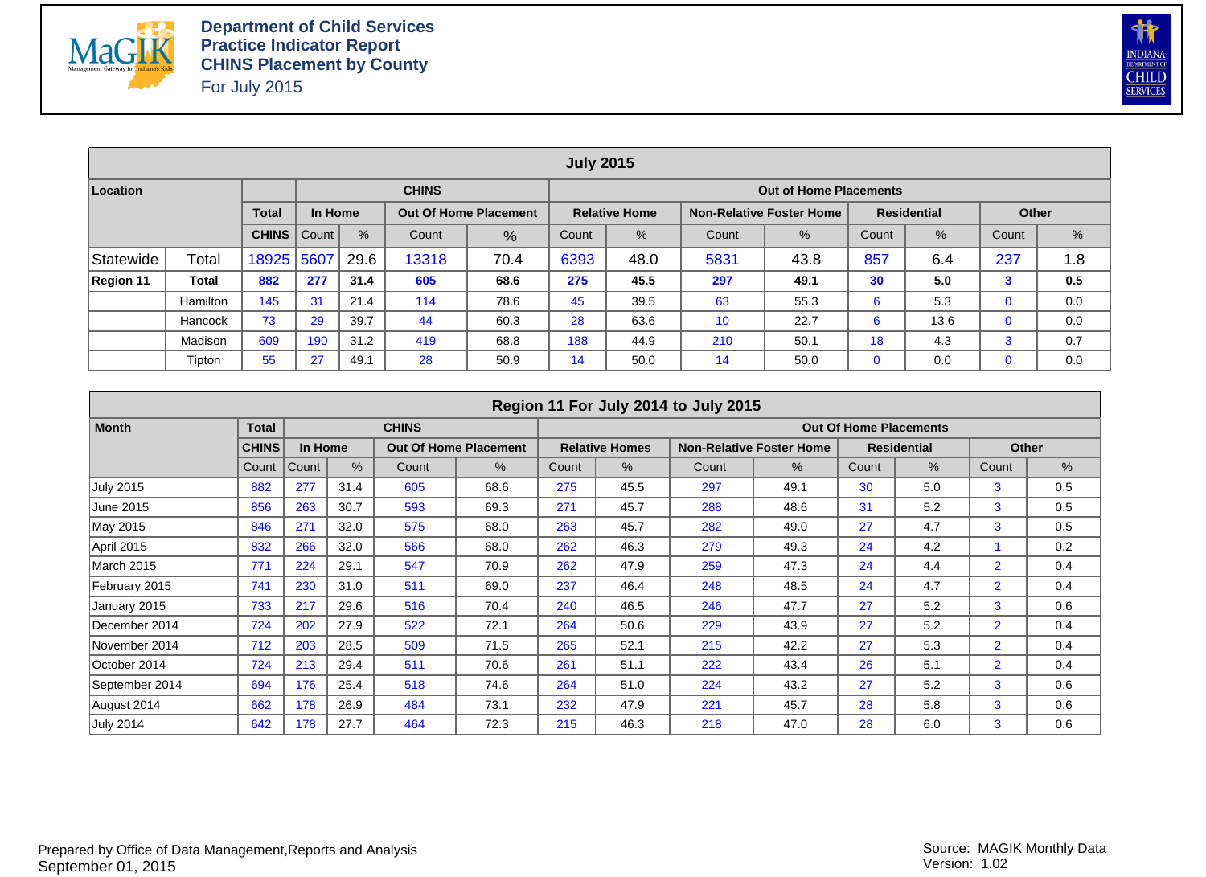**Department of Child Services**
**Practice Indicator Report**
**CHINS Placement by County**
For July 2015

| July 2015 | | | | | | | | | | | | | | |
|---|---|---|---|---|---|---|---|---|---|---|---|---|---|---|
| **Location** | | **CHINS** | | | | | **Out of Home Placements** | | | | | | | |
| | | **Total** | **In Home** | | **Out Of Home Placement** | | **Relative Home** | | **Non-Relative Foster Home** | | **Residential** | | **Other** | |
| | | **CHINS** | Count | % | Count | % | Count | % | Count | % | Count | % | Count | % |
| Statewide | Total | 18925 | 5607 | 29.6 | 13318 | 70.4 | 6393 | 48.0 | 5831 | 43.8 | 857 | 6.4 | 237 | 1.8 |
| **Region 11** | **Total** | **882** | **277** | **31.4** | **605** | **68.6** | **275** | **45.5** | **297** | **49.1** | **30** | **5.0** | **3** | **0.5** |
| | Hamilton | 145 | 31 | 21.4 | 114 | 78.6 | 45 | 39.5 | 63 | 55.3 | 6 | 5.3 | 0 | 0.0 |
| | Hancock | 73 | 29 | 39.7 | 44 | 60.3 | 28 | 63.6 | 10 | 22.7 | 6 | 13.6 | 0 | 0.0 |
| | Madison | 609 | 190 | 31.2 | 419 | 68.8 | 188 | 44.9 | 210 | 50.1 | 18 | 4.3 | 3 | 0.7 |
| | Tipton | 55 | 27 | 49.1 | 28 | 50.9 | 14 | 50.0 | 14 | 50.0 | 0 | 0.0 | 0 | 0.0 |

| Region 11 For July 2014 to July 2015 | | | | | | | | | | | | | |
|---|---|---|---|---|---|---|---|---|---|---|---|---|---|
| **Month** | **Total** | **CHINS** | | | | **Out Of Home Placements** | | | | | | | |
| | **CHINS** | **In Home** | | **Out Of Home Placement** | | **Relative Homes** | | **Non-Relative Foster Home** | | **Residential** | | **Other** | |
| | Count | Count | % | Count | % | Count | % | Count | % | Count | % | Count | % |
| July 2015 | 882 | 277 | 31.4 | 605 | 68.6 | 275 | 45.5 | 297 | 49.1 | 30 | 5.0 | 3 | 0.5 |
| June 2015 | 856 | 263 | 30.7 | 593 | 69.3 | 271 | 45.7 | 288 | 48.6 | 31 | 5.2 | 3 | 0.5 |
| May 2015 | 846 | 271 | 32.0 | 575 | 68.0 | 263 | 45.7 | 282 | 49.0 | 27 | 4.7 | 3 | 0.5 |
| April 2015 | 832 | 266 | 32.0 | 566 | 68.0 | 262 | 46.3 | 279 | 49.3 | 24 | 4.2 | 1 | 0.2 |
| March 2015 | 771 | 224 | 29.1 | 547 | 70.9 | 262 | 47.9 | 259 | 47.3 | 24 | 4.4 | 2 | 0.4 |
| February 2015 | 741 | 230 | 31.0 | 511 | 69.0 | 237 | 46.4 | 248 | 48.5 | 24 | 4.7 | 2 | 0.4 |
| January 2015 | 733 | 217 | 29.6 | 516 | 70.4 | 240 | 46.5 | 246 | 47.7 | 27 | 5.2 | 3 | 0.6 |
| December 2014 | 724 | 202 | 27.9 | 522 | 72.1 | 264 | 50.6 | 229 | 43.9 | 27 | 5.2 | 2 | 0.4 |
| November 2014 | 712 | 203 | 28.5 | 509 | 71.5 | 265 | 52.1 | 215 | 42.2 | 27 | 5.3 | 2 | 0.4 |
| October 2014 | 724 | 213 | 29.4 | 511 | 70.6 | 261 | 51.1 | 222 | 43.4 | 26 | 5.1 | 2 | 0.4 |
| September 2014 | 694 | 176 | 25.4 | 518 | 74.6 | 264 | 51.0 | 224 | 43.2 | 27 | 5.2 | 3 | 0.6 |
| August 2014 | 662 | 178 | 26.9 | 484 | 73.1 | 232 | 47.9 | 221 | 45.7 | 28 | 5.8 | 3 | 0.6 |
| July 2014 | 642 | 178 | 27.7 | 464 | 72.3 | 215 | 46.3 | 218 | 47.0 | 28 | 6.0 | 3 | 0.6 |

Prepared by Office of Data Management,Reports and Analysis
September 01, 2015

Source: MAGIK Monthly Data
Version: 1.02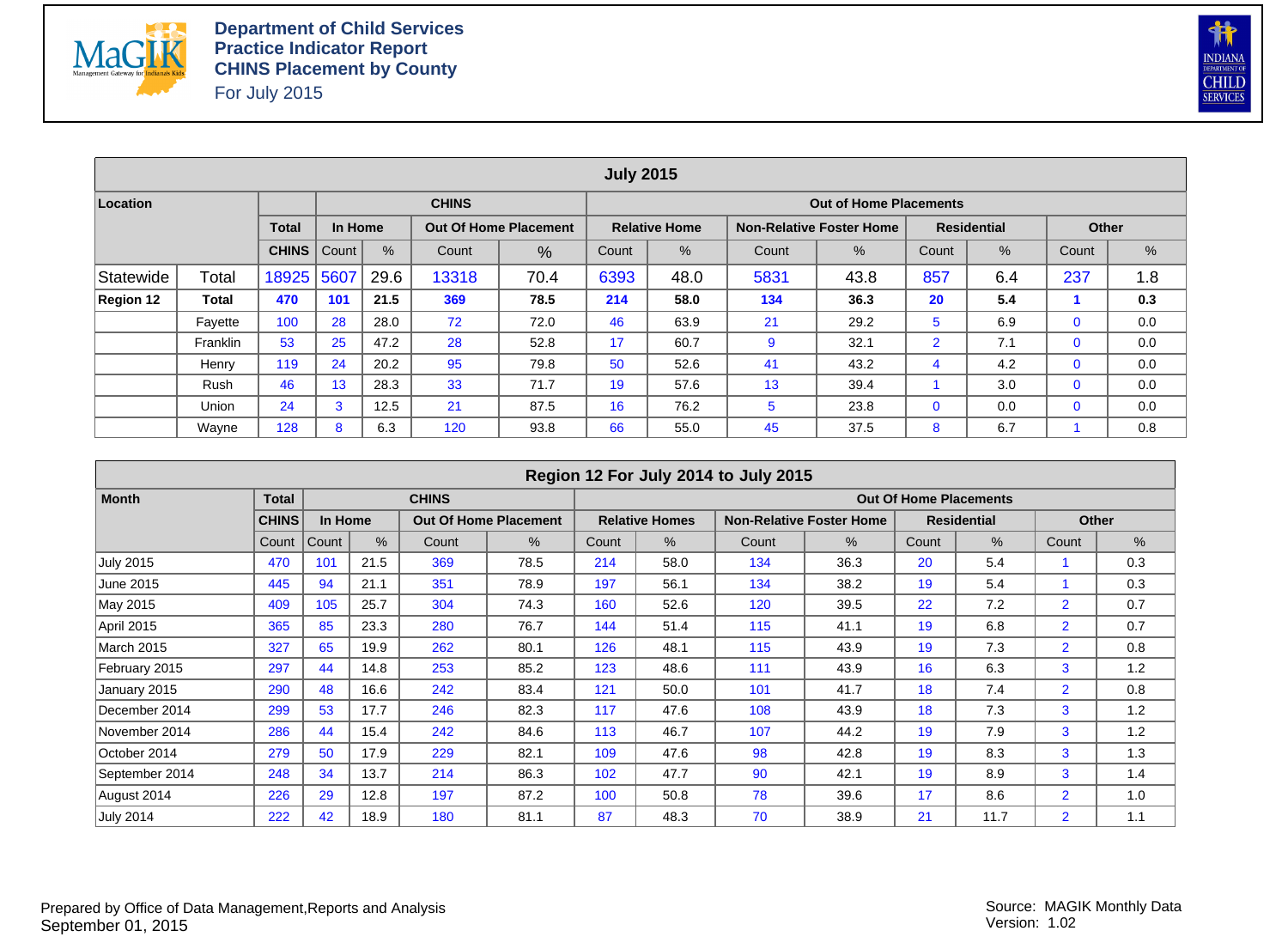# Department of Child Services
## Practice Indicator Report
## CHINS Placement by County
For July 2015

| July 2015 | | | | | | | | | | | | | | |
|---|---|---|---|---|---|---|---|---|---|---|---|---|---|---|
| Location | | | CHINS | | | | Out of Home Placements | | | | | | | |
| | | Total | In Home | | Out Of Home Placement | | Relative Home | | Non-Relative Foster Home | | Residential | | Other | |
| | | CHINS | Count | % | Count | % | Count | % | Count | % | Count | % | Count | % |
| Statewide | Total | 18925 | 5607 | 29.6 | 13318 | 70.4 | 6393 | 48.0 | 5831 | 43.8 | 857 | 6.4 | 237 | 1.8 |
| **Region 12** | **Total** | **470** | **101** | **21.5** | **369** | **78.5** | **214** | **58.0** | **134** | **36.3** | **20** | **5.4** | **1** | **0.3** |
| | Fayette | 100 | 28 | 28.0 | 72 | 72.0 | 46 | 63.9 | 21 | 29.2 | 5 | 6.9 | 0 | 0.0 |
| | Franklin | 53 | 25 | 47.2 | 28 | 52.8 | 17 | 60.7 | 9 | 32.1 | 2 | 7.1 | 0 | 0.0 |
| | Henry | 119 | 24 | 20.2 | 95 | 79.8 | 50 | 52.6 | 41 | 43.2 | 4 | 4.2 | 0 | 0.0 |
| | Rush | 46 | 13 | 28.3 | 33 | 71.7 | 19 | 57.6 | 13 | 39.4 | 1 | 3.0 | 0 | 0.0 |
| | Union | 24 | 3 | 12.5 | 21 | 87.5 | 16 | 76.2 | 5 | 23.8 | 0 | 0.0 | 0 | 0.0 |
| | Wayne | 128 | 8 | 6.3 | 120 | 93.8 | 66 | 55.0 | 45 | 37.5 | 8 | 6.7 | 1 | 0.8 |

| Region 12 For July 2014 to July 2015 | | | | | | | | | | | | | |
|---|---|---|---|---|---|---|---|---|---|---|---|---|---|
| Month | Total | CHINS | | | | Out Of Home Placements | | | | | | | |
| | CHINS | In Home | | Out Of Home Placement | | Relative Homes | | Non-Relative Foster Home | | Residential | | Other | |
| | Count | Count | % | Count | % | Count | % | Count | % | Count | % | Count | % |
| July 2015 | 470 | 101 | 21.5 | 369 | 78.5 | 214 | 58.0 | 134 | 36.3 | 20 | 5.4 | 1 | 0.3 |
| June 2015 | 445 | 94 | 21.1 | 351 | 78.9 | 197 | 56.1 | 134 | 38.2 | 19 | 5.4 | 1 | 0.3 |
| May 2015 | 409 | 105 | 25.7 | 304 | 74.3 | 160 | 52.6 | 120 | 39.5 | 22 | 7.2 | 2 | 0.7 |
| April 2015 | 365 | 85 | 23.3 | 280 | 76.7 | 144 | 51.4 | 115 | 41.1 | 19 | 6.8 | 2 | 0.7 |
| March 2015 | 327 | 65 | 19.9 | 262 | 80.1 | 126 | 48.1 | 115 | 43.9 | 19 | 7.3 | 2 | 0.8 |
| February 2015 | 297 | 44 | 14.8 | 253 | 85.2 | 123 | 48.6 | 111 | 43.9 | 16 | 6.3 | 3 | 1.2 |
| January 2015 | 290 | 48 | 16.6 | 242 | 83.4 | 121 | 50.0 | 101 | 41.7 | 18 | 7.4 | 2 | 0.8 |
| December 2014 | 299 | 53 | 17.7 | 246 | 82.3 | 117 | 47.6 | 108 | 43.9 | 18 | 7.3 | 3 | 1.2 |
| November 2014 | 286 | 44 | 15.4 | 242 | 84.6 | 113 | 46.7 | 107 | 44.2 | 19 | 7.9 | 3 | 1.2 |
| October 2014 | 279 | 50 | 17.9 | 229 | 82.1 | 109 | 47.6 | 98 | 42.8 | 19 | 8.3 | 3 | 1.3 |
| September 2014 | 248 | 34 | 13.7 | 214 | 86.3 | 102 | 47.7 | 90 | 42.1 | 19 | 8.9 | 3 | 1.4 |
| August 2014 | 226 | 29 | 12.8 | 197 | 87.2 | 100 | 50.8 | 78 | 39.6 | 17 | 8.6 | 2 | 1.0 |
| July 2014 | 222 | 42 | 18.9 | 180 | 81.1 | 87 | 48.3 | 70 | 38.9 | 21 | 11.7 | 2 | 1.1 |

Prepared by Office of Data Management,Reports and Analysis
September 01, 2015

Source: MAGIK Monthly Data
Version: 1.02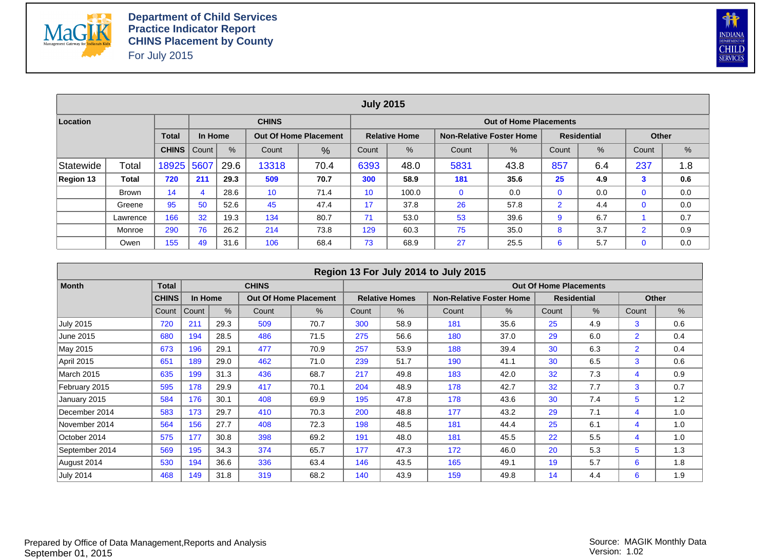# Department of Child Services
## Practice Indicator Report
## CHINS Placement by County
For July 2015

| July 2015 | | | | | | | | | | | | | | |
|---|---|---|---|---|---|---|---|---|---|---|---|---|---|---|
| **Location** | | **Total** | **CHINS** | | | | **Out of Home Placements** | | | | | | | |
| | | | **In Home** | | **Out Of Home Placement** | | **Relative Home** | | **Non-Relative Foster Home** | | **Residential** | | **Other** | |
| | | **CHINS** | Count | % | Count | % | Count | % | Count | % | Count | % | Count | % |
| Statewide | Total | 18925 | 5607 | 29.6 | 13318 | 70.4 | 6393 | 48.0 | 5831 | 43.8 | 857 | 6.4 | 237 | 1.8 |
| **Region 13** | **Total** | **720** | **211** | **29.3** | **509** | **70.7** | **300** | **58.9** | **181** | **35.6** | **25** | **4.9** | **3** | **0.6** |
| | Brown | 14 | 4 | 28.6 | 10 | 71.4 | 10 | 100.0 | 0 | 0.0 | 0 | 0.0 | 0 | 0.0 |
| | Greene | 95 | 50 | 52.6 | 45 | 47.4 | 17 | 37.8 | 26 | 57.8 | 2 | 4.4 | 0 | 0.0 |
| | Lawrence | 166 | 32 | 19.3 | 134 | 80.7 | 71 | 53.0 | 53 | 39.6 | 9 | 6.7 | 1 | 0.7 |
| | Monroe | 290 | 76 | 26.2 | 214 | 73.8 | 129 | 60.3 | 75 | 35.0 | 8 | 3.7 | 2 | 0.9 |
| | Owen | 155 | 49 | 31.6 | 106 | 68.4 | 73 | 68.9 | 27 | 25.5 | 6 | 5.7 | 0 | 0.0 |

| Region 13 For July 2014 to July 2015 | | | | | | | | | | | | | |
|---|---|---|---|---|---|---|---|---|---|---|---|---|---|
| **Month** | **Total** | **CHINS** | | | | **Out Of Home Placements** | | | | | | | |
| | **CHINS** | **In Home** | | **Out Of Home Placement** | | **Relative Homes** | | **Non-Relative Foster Home** | | **Residential** | | **Other** | |
| | Count | Count | % | Count | % | Count | % | Count | % | Count | % | Count | % |
| July 2015 | 720 | 211 | 29.3 | 509 | 70.7 | 300 | 58.9 | 181 | 35.6 | 25 | 4.9 | 3 | 0.6 |
| June 2015 | 680 | 194 | 28.5 | 486 | 71.5 | 275 | 56.6 | 180 | 37.0 | 29 | 6.0 | 2 | 0.4 |
| May 2015 | 673 | 196 | 29.1 | 477 | 70.9 | 257 | 53.9 | 188 | 39.4 | 30 | 6.3 | 2 | 0.4 |
| April 2015 | 651 | 189 | 29.0 | 462 | 71.0 | 239 | 51.7 | 190 | 41.1 | 30 | 6.5 | 3 | 0.6 |
| March 2015 | 635 | 199 | 31.3 | 436 | 68.7 | 217 | 49.8 | 183 | 42.0 | 32 | 7.3 | 4 | 0.9 |
| February 2015 | 595 | 178 | 29.9 | 417 | 70.1 | 204 | 48.9 | 178 | 42.7 | 32 | 7.7 | 3 | 0.7 |
| January 2015 | 584 | 176 | 30.1 | 408 | 69.9 | 195 | 47.8 | 178 | 43.6 | 30 | 7.4 | 5 | 1.2 |
| December 2014 | 583 | 173 | 29.7 | 410 | 70.3 | 200 | 48.8 | 177 | 43.2 | 29 | 7.1 | 4 | 1.0 |
| November 2014 | 564 | 156 | 27.7 | 408 | 72.3 | 198 | 48.5 | 181 | 44.4 | 25 | 6.1 | 4 | 1.0 |
| October 2014 | 575 | 177 | 30.8 | 398 | 69.2 | 191 | 48.0 | 181 | 45.5 | 22 | 5.5 | 4 | 1.0 |
| September 2014 | 569 | 195 | 34.3 | 374 | 65.7 | 177 | 47.3 | 172 | 46.0 | 20 | 5.3 | 5 | 1.3 |
| August 2014 | 530 | 194 | 36.6 | 336 | 63.4 | 146 | 43.5 | 165 | 49.1 | 19 | 5.7 | 6 | 1.8 |
| July 2014 | 468 | 149 | 31.8 | 319 | 68.2 | 140 | 43.9 | 159 | 49.8 | 14 | 4.4 | 6 | 1.9 |

Prepared by Office of Data Management,Reports and Analysis
September 01, 2015

Source: MAGIK Monthly Data
Version: 1.02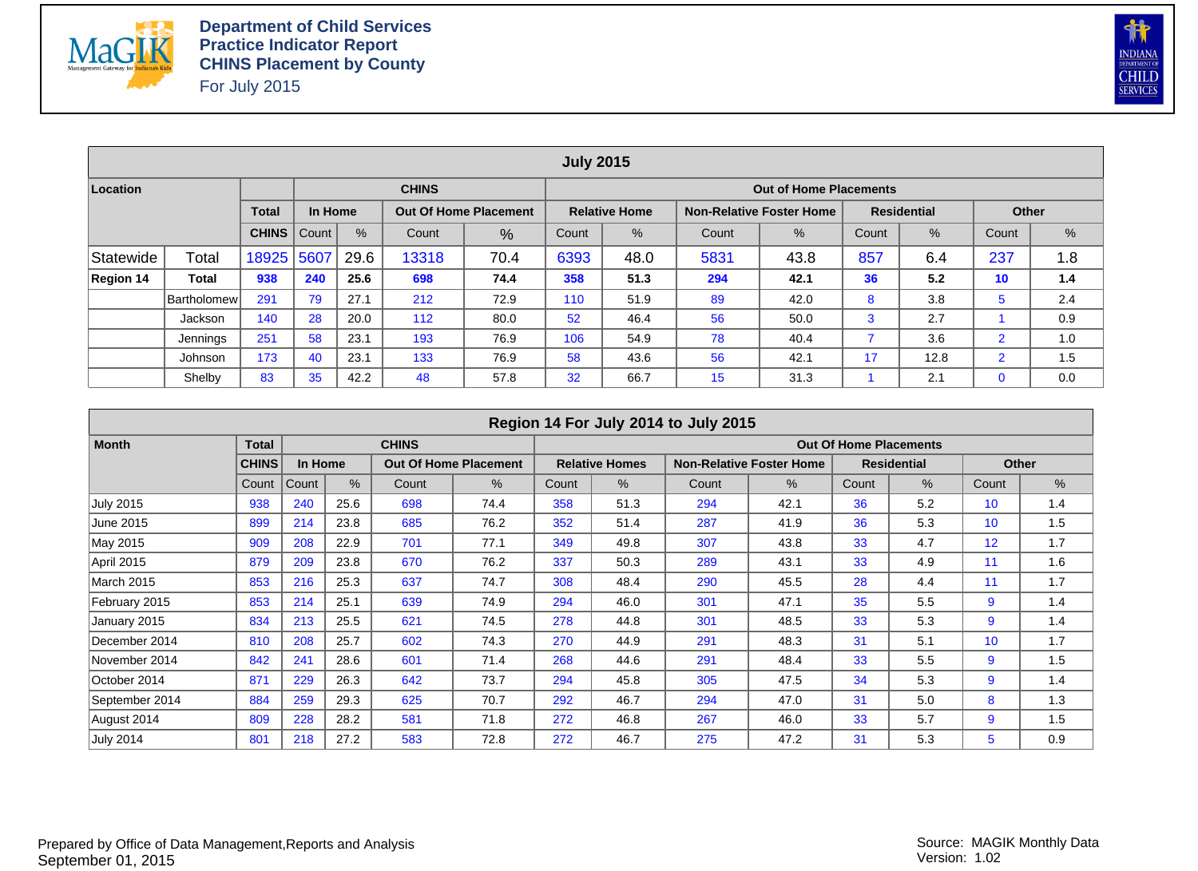# Department of Child Services
## Practice Indicator Report
## CHINS Placement by County
For July 2015

| July 2015 | | | | | | | | | | | | | | |
|---|---|---|---|---|---|---|---|---|---|---|---|---|---|---|
| **Location** | | | **CHINS** | | | | **Out of Home Placements** | | | | | | | |
| | | **Total** | **In Home** | | **Out Of Home Placement** | | **Relative Home** | | **Non-Relative Foster Home** | | **Residential** | | **Other** | |
| | | **CHINS** | Count | % | Count | % | Count | % | Count | % | Count | % | Count | % |
| Statewide | Total | 18925 | 5607 | 29.6 | 13318 | 70.4 | 6393 | 48.0 | 5831 | 43.8 | 857 | 6.4 | 237 | 1.8 |
| **Region 14** | **Total** | **938** | **240** | **25.6** | **698** | **74.4** | **358** | **51.3** | **294** | **42.1** | **36** | **5.2** | **10** | **1.4** |
| | Bartholomew | 291 | 79 | 27.1 | 212 | 72.9 | 110 | 51.9 | 89 | 42.0 | 8 | 3.8 | 5 | 2.4 |
| | Jackson | 140 | 28 | 20.0 | 112 | 80.0 | 52 | 46.4 | 56 | 50.0 | 3 | 2.7 | 1 | 0.9 |
| | Jennings | 251 | 58 | 23.1 | 193 | 76.9 | 106 | 54.9 | 78 | 40.4 | 7 | 3.6 | 2 | 1.0 |
| | Johnson | 173 | 40 | 23.1 | 133 | 76.9 | 58 | 43.6 | 56 | 42.1 | 17 | 12.8 | 2 | 1.5 |
| | Shelby | 83 | 35 | 42.2 | 48 | 57.8 | 32 | 66.7 | 15 | 31.3 | 1 | 2.1 | 0 | 0.0 |

| Region 14 For July 2014 to July 2015 | | | | | | | | | | | | | |
|---|---|---|---|---|---|---|---|---|---|---|---|---|---|
| **Month** | **Total** | **CHINS** | | | | **Out Of Home Placements** | | | | | | | |
| | **CHINS** | **In Home** | | **Out Of Home Placement** | | **Relative Homes** | | **Non-Relative Foster Home** | | **Residential** | | **Other** | |
| | Count | Count | % | Count | % | Count | % | Count | % | Count | % | Count | % |
| July 2015 | 938 | 240 | 25.6 | 698 | 74.4 | 358 | 51.3 | 294 | 42.1 | 36 | 5.2 | 10 | 1.4 |
| June 2015 | 899 | 214 | 23.8 | 685 | 76.2 | 352 | 51.4 | 287 | 41.9 | 36 | 5.3 | 10 | 1.5 |
| May 2015 | 909 | 208 | 22.9 | 701 | 77.1 | 349 | 49.8 | 307 | 43.8 | 33 | 4.7 | 12 | 1.7 |
| April 2015 | 879 | 209 | 23.8 | 670 | 76.2 | 337 | 50.3 | 289 | 43.1 | 33 | 4.9 | 11 | 1.6 |
| March 2015 | 853 | 216 | 25.3 | 637 | 74.7 | 308 | 48.4 | 290 | 45.5 | 28 | 4.4 | 11 | 1.7 |
| February 2015 | 853 | 214 | 25.1 | 639 | 74.9 | 294 | 46.0 | 301 | 47.1 | 35 | 5.5 | 9 | 1.4 |
| January 2015 | 834 | 213 | 25.5 | 621 | 74.5 | 278 | 44.8 | 301 | 48.5 | 33 | 5.3 | 9 | 1.4 |
| December 2014 | 810 | 208 | 25.7 | 602 | 74.3 | 270 | 44.9 | 291 | 48.3 | 31 | 5.1 | 10 | 1.7 |
| November 2014 | 842 | 241 | 28.6 | 601 | 71.4 | 268 | 44.6 | 291 | 48.4 | 33 | 5.5 | 9 | 1.5 |
| October 2014 | 871 | 229 | 26.3 | 642 | 73.7 | 294 | 45.8 | 305 | 47.5 | 34 | 5.3 | 9 | 1.4 |
| September 2014 | 884 | 259 | 29.3 | 625 | 70.7 | 292 | 46.7 | 294 | 47.0 | 31 | 5.0 | 8 | 1.3 |
| August 2014 | 809 | 228 | 28.2 | 581 | 71.8 | 272 | 46.8 | 267 | 46.0 | 33 | 5.7 | 9 | 1.5 |
| July 2014 | 801 | 218 | 27.2 | 583 | 72.8 | 272 | 46.7 | 275 | 47.2 | 31 | 5.3 | 5 | 0.9 |

Prepared by Office of Data Management,Reports and Analysis
September 01, 2015

Source: MAGIK Monthly Data
Version: 1.02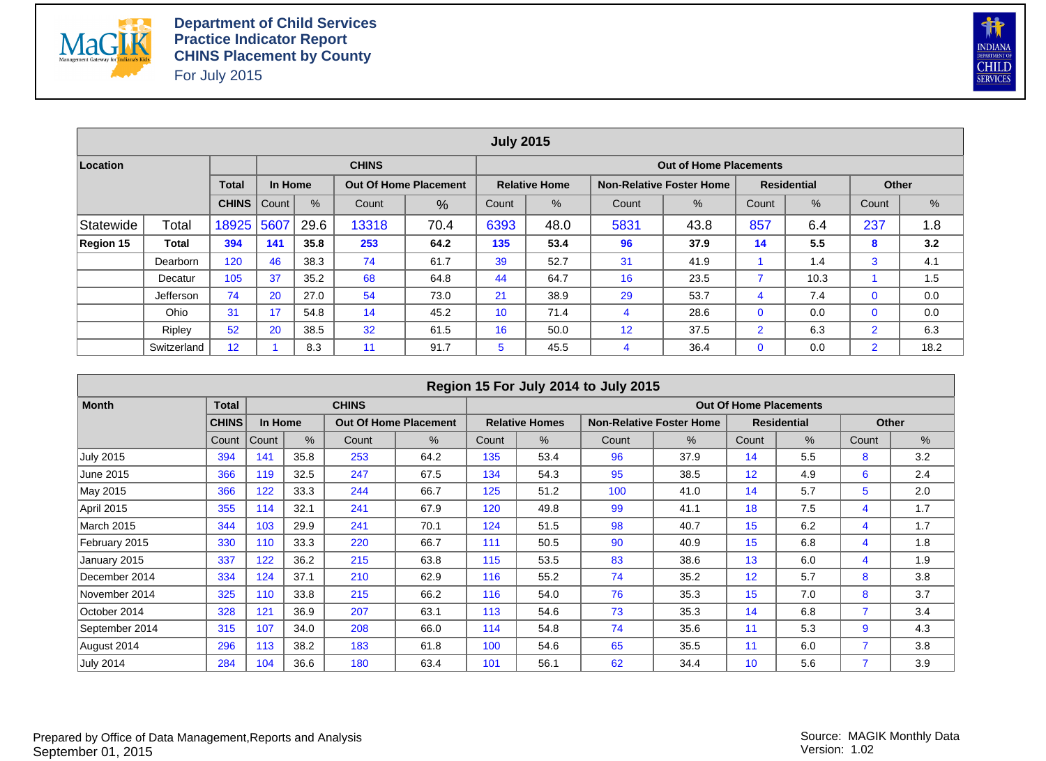**Department of Child Services**
**Practice Indicator Report**
**CHINS Placement by County**
For July 2015

| July 2015 | | | | | | | | | | | | | | |
|---|---|---|---|---|---|---|---|---|---|---|---|---|---|---|
| **Location** | | | **CHINS** | | | | **Out of Home Placements** | | | | | | | |
| | | **Total** | **In Home** | | **Out Of Home Placement** | | **Relative Home** | | **Non-Relative Foster Home** | | **Residential** | | **Other** | |
| | | **CHINS** | Count | % | Count | % | Count | % | Count | % | Count | % | Count | % |
| Statewide | Total | 18925 | 5607 | 29.6 | 13318 | 70.4 | 6393 | 48.0 | 5831 | 43.8 | 857 | 6.4 | 237 | 1.8 |
| **Region 15** | **Total** | **394** | **141** | **35.8** | **253** | **64.2** | **135** | **53.4** | **96** | **37.9** | **14** | **5.5** | **8** | **3.2** |
| | Dearborn | 120 | 46 | 38.3 | 74 | 61.7 | 39 | 52.7 | 31 | 41.9 | 1 | 1.4 | 3 | 4.1 |
| | Decatur | 105 | 37 | 35.2 | 68 | 64.8 | 44 | 64.7 | 16 | 23.5 | 7 | 10.3 | 1 | 1.5 |
| | Jefferson | 74 | 20 | 27.0 | 54 | 73.0 | 21 | 38.9 | 29 | 53.7 | 4 | 7.4 | 0 | 0.0 |
| | Ohio | 31 | 17 | 54.8 | 14 | 45.2 | 10 | 71.4 | 4 | 28.6 | 0 | 0.0 | 0 | 0.0 |
| | Ripley | 52 | 20 | 38.5 | 32 | 61.5 | 16 | 50.0 | 12 | 37.5 | 2 | 6.3 | 2 | 6.3 |
| | Switzerland | 12 | 1 | 8.3 | 11 | 91.7 | 5 | 45.5 | 4 | 36.4 | 0 | 0.0 | 2 | 18.2 |

| Region 15 For July 2014 to July 2015 | | | | | | | | | | | | | |
|---|---|---|---|---|---|---|---|---|---|---|---|---|---|
| **Month** | **Total** | **CHINS** | | | | **Out Of Home Placements** | | | | | | | |
| | **CHINS** | **In Home** | | **Out Of Home Placement** | | **Relative Homes** | | **Non-Relative Foster Home** | | **Residential** | | **Other** | |
| | Count | Count | % | Count | % | Count | % | Count | % | Count | % | Count | % |
| July 2015 | 394 | 141 | 35.8 | 253 | 64.2 | 135 | 53.4 | 96 | 37.9 | 14 | 5.5 | 8 | 3.2 |
| June 2015 | 366 | 119 | 32.5 | 247 | 67.5 | 134 | 54.3 | 95 | 38.5 | 12 | 4.9 | 6 | 2.4 |
| May 2015 | 366 | 122 | 33.3 | 244 | 66.7 | 125 | 51.2 | 100 | 41.0 | 14 | 5.7 | 5 | 2.0 |
| April 2015 | 355 | 114 | 32.1 | 241 | 67.9 | 120 | 49.8 | 99 | 41.1 | 18 | 7.5 | 4 | 1.7 |
| March 2015 | 344 | 103 | 29.9 | 241 | 70.1 | 124 | 51.5 | 98 | 40.7 | 15 | 6.2 | 4 | 1.7 |
| February 2015 | 330 | 110 | 33.3 | 220 | 66.7 | 111 | 50.5 | 90 | 40.9 | 15 | 6.8 | 4 | 1.8 |
| January 2015 | 337 | 122 | 36.2 | 215 | 63.8 | 115 | 53.5 | 83 | 38.6 | 13 | 6.0 | 4 | 1.9 |
| December 2014 | 334 | 124 | 37.1 | 210 | 62.9 | 116 | 55.2 | 74 | 35.2 | 12 | 5.7 | 8 | 3.8 |
| November 2014 | 325 | 110 | 33.8 | 215 | 66.2 | 116 | 54.0 | 76 | 35.3 | 15 | 7.0 | 8 | 3.7 |
| October 2014 | 328 | 121 | 36.9 | 207 | 63.1 | 113 | 54.6 | 73 | 35.3 | 14 | 6.8 | 7 | 3.4 |
| September 2014 | 315 | 107 | 34.0 | 208 | 66.0 | 114 | 54.8 | 74 | 35.6 | 11 | 5.3 | 9 | 4.3 |
| August 2014 | 296 | 113 | 38.2 | 183 | 61.8 | 100 | 54.6 | 65 | 35.5 | 11 | 6.0 | 7 | 3.8 |
| July 2014 | 284 | 104 | 36.6 | 180 | 63.4 | 101 | 56.1 | 62 | 34.4 | 10 | 5.6 | 7 | 3.9 |

Prepared by Office of Data Management,Reports and Analysis
September 01, 2015

Source: MAGIK Monthly Data
Version: 1.02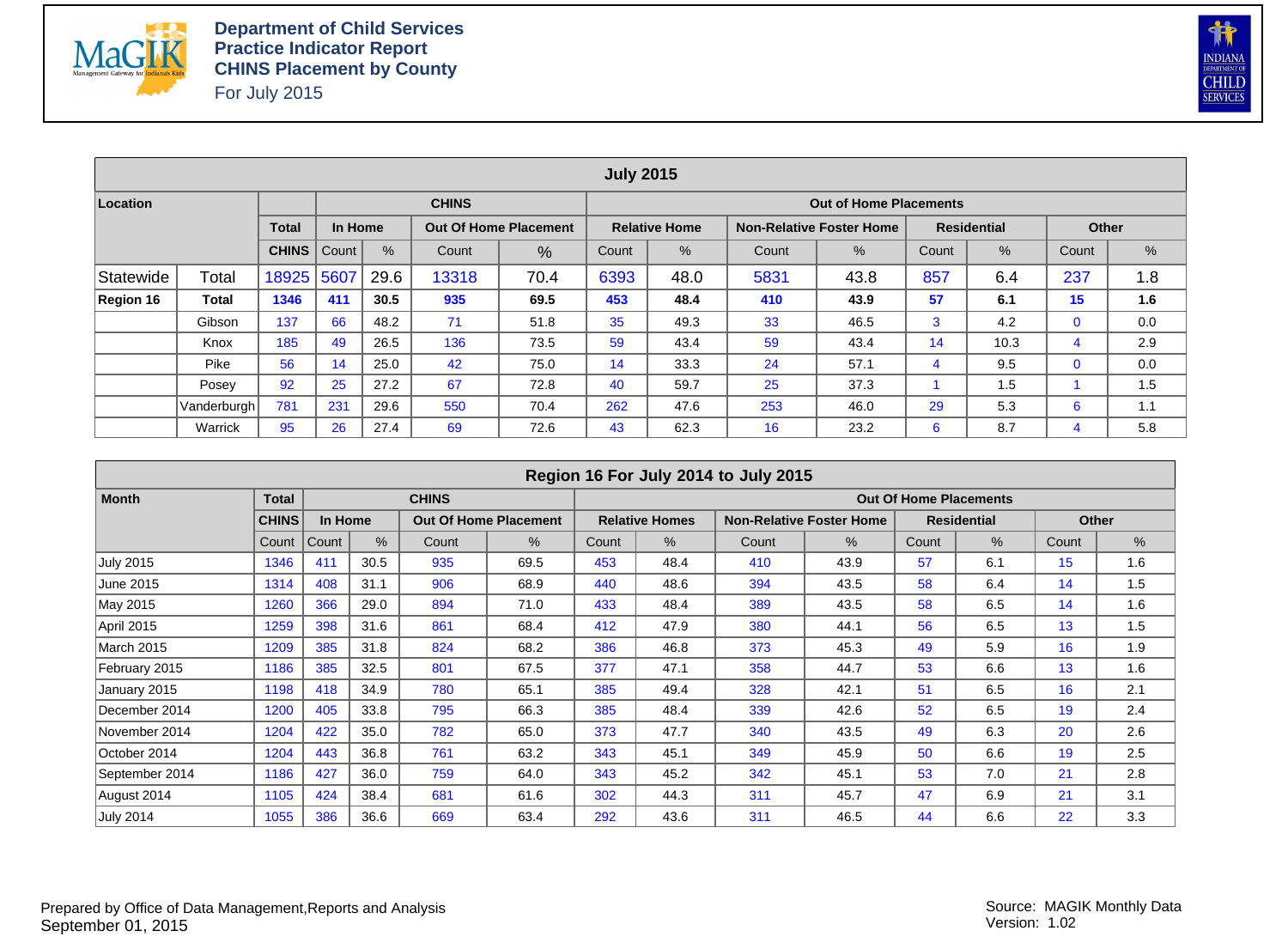# Department of Child Services
## Practice Indicator Report
## CHINS Placement by County

For July 2015

| July 2015 | | | | | | | | | | | | | | |
|---|---|---|---|---|---|---|---|---|---|---|---|---|---|---|
| **Location** | | | **CHINS** | | | | **Out of Home Placements** | | | | | | | |
| | | **Total** | **In Home** | | **Out Of Home Placement** | | **Relative Home** | | **Non-Relative Foster Home** | | **Residential** | | **Other** | |
| | | **CHINS** | Count | % | Count | % | Count | % | Count | % | Count | % | Count | % |
| Statewide | Total | 18925 | 5607 | 29.6 | 13318 | 70.4 | 6393 | 48.0 | 5831 | 43.8 | 857 | 6.4 | 237 | 1.8 |
| **Region 16** | **Total** | **1346** | **411** | **30.5** | **935** | **69.5** | **453** | **48.4** | **410** | **43.9** | **57** | **6.1** | **15** | **1.6** |
| | Gibson | 137 | 66 | 48.2 | 71 | 51.8 | 35 | 49.3 | 33 | 46.5 | 3 | 4.2 | 0 | 0.0 |
| | Knox | 185 | 49 | 26.5 | 136 | 73.5 | 59 | 43.4 | 59 | 43.4 | 14 | 10.3 | 4 | 2.9 |
| | Pike | 56 | 14 | 25.0 | 42 | 75.0 | 14 | 33.3 | 24 | 57.1 | 4 | 9.5 | 0 | 0.0 |
| | Posey | 92 | 25 | 27.2 | 67 | 72.8 | 40 | 59.7 | 25 | 37.3 | 1 | 1.5 | 1 | 1.5 |
| | Vanderburgh | 781 | 231 | 29.6 | 550 | 70.4 | 262 | 47.6 | 253 | 46.0 | 29 | 5.3 | 6 | 1.1 |
| | Warrick | 95 | 26 | 27.4 | 69 | 72.6 | 43 | 62.3 | 16 | 23.2 | 6 | 8.7 | 4 | 5.8 |

| Region 16 For July 2014 to July 2015 | | | | | | | | | | | | | |
|---|---|---|---|---|---|---|---|---|---|---|---|---|---|
| **Month** | **Total** | **CHINS** | | | | **Out Of Home Placements** | | | | | | | |
| | **CHINS** | **In Home** | | **Out Of Home Placement** | | **Relative Homes** | | **Non-Relative Foster Home** | | **Residential** | | **Other** | |
| | Count | Count | % | Count | % | Count | % | Count | % | Count | % | Count | % |
| July 2015 | 1346 | 411 | 30.5 | 935 | 69.5 | 453 | 48.4 | 410 | 43.9 | 57 | 6.1 | 15 | 1.6 |
| June 2015 | 1314 | 408 | 31.1 | 906 | 68.9 | 440 | 48.6 | 394 | 43.5 | 58 | 6.4 | 14 | 1.5 |
| May 2015 | 1260 | 366 | 29.0 | 894 | 71.0 | 433 | 48.4 | 389 | 43.5 | 58 | 6.5 | 14 | 1.6 |
| April 2015 | 1259 | 398 | 31.6 | 861 | 68.4 | 412 | 47.9 | 380 | 44.1 | 56 | 6.5 | 13 | 1.5 |
| March 2015 | 1209 | 385 | 31.8 | 824 | 68.2 | 386 | 46.8 | 373 | 45.3 | 49 | 5.9 | 16 | 1.9 |
| February 2015 | 1186 | 385 | 32.5 | 801 | 67.5 | 377 | 47.1 | 358 | 44.7 | 53 | 6.6 | 13 | 1.6 |
| January 2015 | 1198 | 418 | 34.9 | 780 | 65.1 | 385 | 49.4 | 328 | 42.1 | 51 | 6.5 | 16 | 2.1 |
| December 2014 | 1200 | 405 | 33.8 | 795 | 66.3 | 385 | 48.4 | 339 | 42.6 | 52 | 6.5 | 19 | 2.4 |
| November 2014 | 1204 | 422 | 35.0 | 782 | 65.0 | 373 | 47.7 | 340 | 43.5 | 49 | 6.3 | 20 | 2.6 |
| October 2014 | 1204 | 443 | 36.8 | 761 | 63.2 | 343 | 45.1 | 349 | 45.9 | 50 | 6.6 | 19 | 2.5 |
| September 2014 | 1186 | 427 | 36.0 | 759 | 64.0 | 343 | 45.2 | 342 | 45.1 | 53 | 7.0 | 21 | 2.8 |
| August 2014 | 1105 | 424 | 38.4 | 681 | 61.6 | 302 | 44.3 | 311 | 45.7 | 47 | 6.9 | 21 | 3.1 |
| July 2014 | 1055 | 386 | 36.6 | 669 | 63.4 | 292 | 43.6 | 311 | 46.5 | 44 | 6.6 | 22 | 3.3 |

Prepared by Office of Data Management,Reports and Analysis
September 01, 2015

Source: MAGIK Monthly Data
Version: 1.02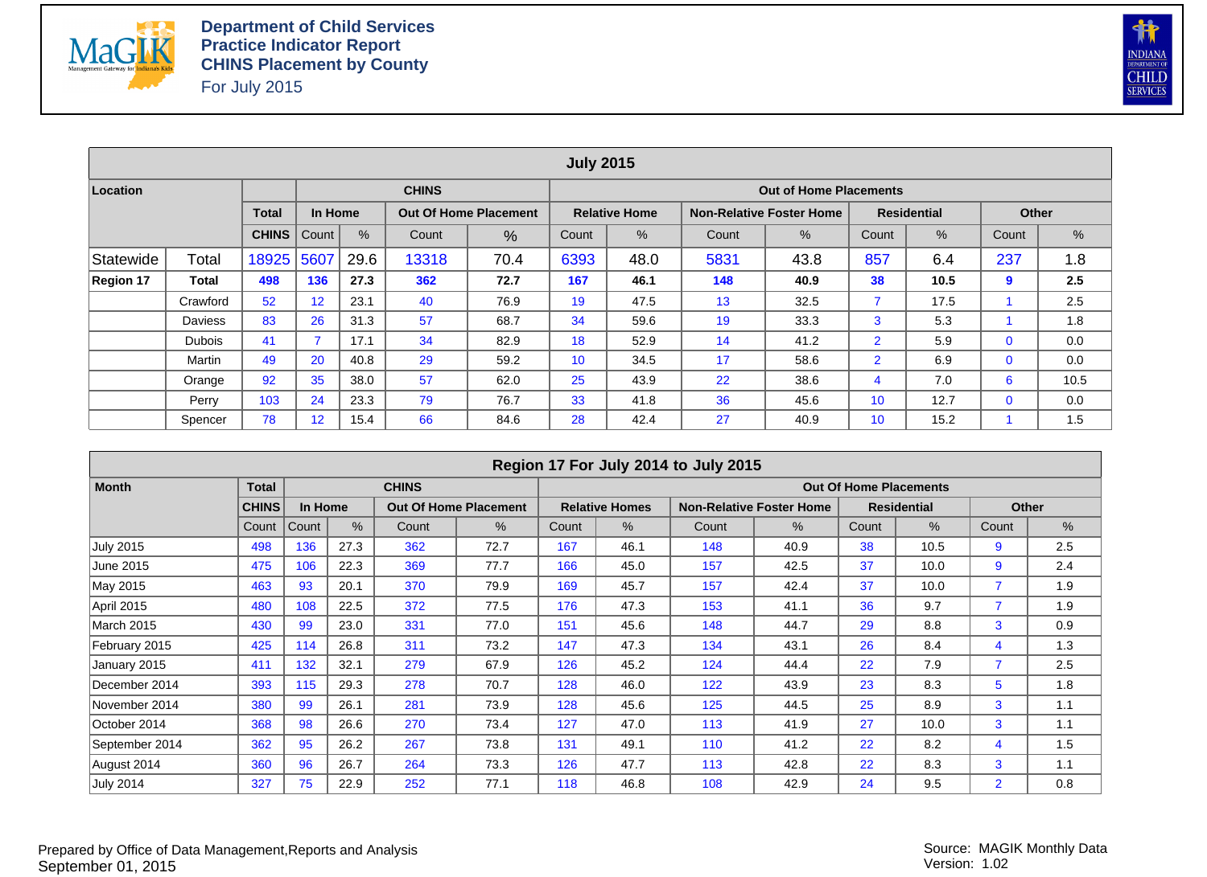**Department of Child Services**
**Practice Indicator Report**
**CHINS Placement by County**
For July 2015

| July 2015 | | | | | | | | | | | | | | |
|---|---|---|---|---|---|---|---|---|---|---|---|---|---|---|
| **Location** | | | **CHINS** | | | | **Out of Home Placements** | | | | | | | |
| | | **Total** | **In Home** | | **Out Of Home Placement** | | **Relative Home** | | **Non-Relative Foster Home** | | **Residential** | | **Other** | |
| | | **CHINS** | Count | % | Count | % | Count | % | Count | % | Count | % | Count | % |
| Statewide | Total | 18925 | 5607 | 29.6 | 13318 | 70.4 | 6393 | 48.0 | 5831 | 43.8 | 857 | 6.4 | 237 | 1.8 |
| **Region 17** | **Total** | **498** | **136** | **27.3** | **362** | **72.7** | **167** | **46.1** | **148** | **40.9** | **38** | **10.5** | **9** | **2.5** |
| | Crawford | 52 | 12 | 23.1 | 40 | 76.9 | 19 | 47.5 | 13 | 32.5 | 7 | 17.5 | 1 | 2.5 |
| | Daviess | 83 | 26 | 31.3 | 57 | 68.7 | 34 | 59.6 | 19 | 33.3 | 3 | 5.3 | 1 | 1.8 |
| | Dubois | 41 | 7 | 17.1 | 34 | 82.9 | 18 | 52.9 | 14 | 41.2 | 2 | 5.9 | 0 | 0.0 |
| | Martin | 49 | 20 | 40.8 | 29 | 59.2 | 10 | 34.5 | 17 | 58.6 | 2 | 6.9 | 0 | 0.0 |
| | Orange | 92 | 35 | 38.0 | 57 | 62.0 | 25 | 43.9 | 22 | 38.6 | 4 | 7.0 | 6 | 10.5 |
| | Perry | 103 | 24 | 23.3 | 79 | 76.7 | 33 | 41.8 | 36 | 45.6 | 10 | 12.7 | 0 | 0.0 |
| | Spencer | 78 | 12 | 15.4 | 66 | 84.6 | 28 | 42.4 | 27 | 40.9 | 10 | 15.2 | 1 | 1.5 |

| Region 17 For July 2014 to July 2015 | | | | | | | | | | | | | |
|---|---|---|---|---|---|---|---|---|---|---|---|---|---|
| **Month** | **Total** | **CHINS** | | | | **Out Of Home Placements** | | | | | | | |
| | **CHINS** | **In Home** | | **Out Of Home Placement** | | **Relative Homes** | | **Non-Relative Foster Home** | | **Residential** | | **Other** | |
| | Count | Count | % | Count | % | Count | % | Count | % | Count | % | Count | % |
| July 2015 | 498 | 136 | 27.3 | 362 | 72.7 | 167 | 46.1 | 148 | 40.9 | 38 | 10.5 | 9 | 2.5 |
| June 2015 | 475 | 106 | 22.3 | 369 | 77.7 | 166 | 45.0 | 157 | 42.5 | 37 | 10.0 | 9 | 2.4 |
| May 2015 | 463 | 93 | 20.1 | 370 | 79.9 | 169 | 45.7 | 157 | 42.4 | 37 | 10.0 | 7 | 1.9 |
| April 2015 | 480 | 108 | 22.5 | 372 | 77.5 | 176 | 47.3 | 153 | 41.1 | 36 | 9.7 | 7 | 1.9 |
| March 2015 | 430 | 99 | 23.0 | 331 | 77.0 | 151 | 45.6 | 148 | 44.7 | 29 | 8.8 | 3 | 0.9 |
| February 2015 | 425 | 114 | 26.8 | 311 | 73.2 | 147 | 47.3 | 134 | 43.1 | 26 | 8.4 | 4 | 1.3 |
| January 2015 | 411 | 132 | 32.1 | 279 | 67.9 | 126 | 45.2 | 124 | 44.4 | 22 | 7.9 | 7 | 2.5 |
| December 2014 | 393 | 115 | 29.3 | 278 | 70.7 | 128 | 46.0 | 122 | 43.9 | 23 | 8.3 | 5 | 1.8 |
| November 2014 | 380 | 99 | 26.1 | 281 | 73.9 | 128 | 45.6 | 125 | 44.5 | 25 | 8.9 | 3 | 1.1 |
| October 2014 | 368 | 98 | 26.6 | 270 | 73.4 | 127 | 47.0 | 113 | 41.9 | 27 | 10.0 | 3 | 1.1 |
| September 2014 | 362 | 95 | 26.2 | 267 | 73.8 | 131 | 49.1 | 110 | 41.2 | 22 | 8.2 | 4 | 1.5 |
| August 2014 | 360 | 96 | 26.7 | 264 | 73.3 | 126 | 47.7 | 113 | 42.8 | 22 | 8.3 | 3 | 1.1 |
| July 2014 | 327 | 75 | 22.9 | 252 | 77.1 | 118 | 46.8 | 108 | 42.9 | 24 | 9.5 | 2 | 0.8 |

Prepared by Office of Data Management,Reports and Analysis
September 01, 2015

Source: MAGIK Monthly Data
Version: 1.02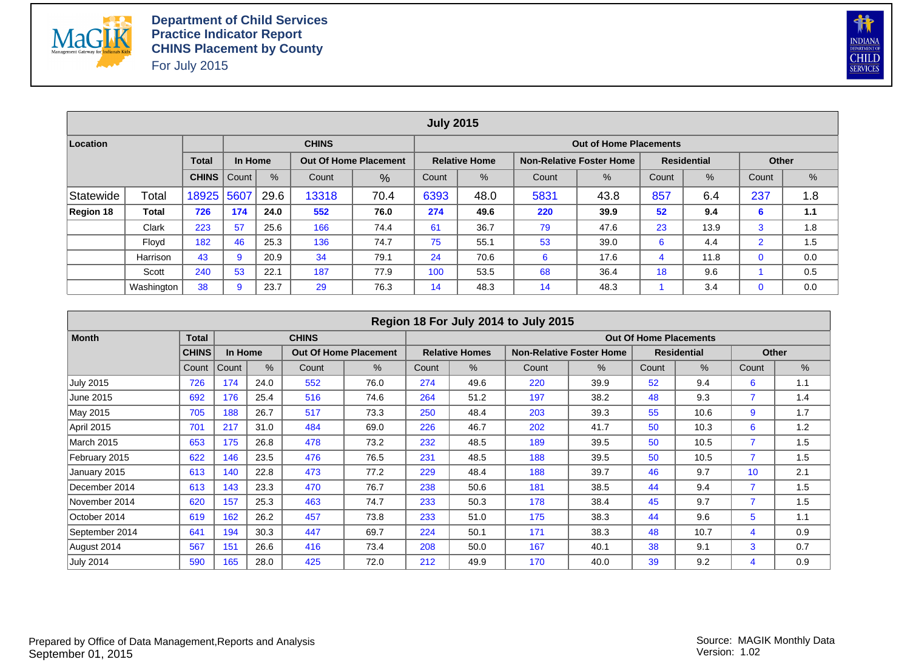**Department of Child Services**
**Practice Indicator Report**
**CHINS Placement by County**
For July 2015

| Location | | Total | CHINS | | | | Out of Home Placements | | | | | | | |
|---|---|---|---|---|---|---|---|---|---|---|---|---|---|---|
| | | **Total** | **In Home** | | **Out Of Home Placement** | | **Relative Home** | | **Non-Relative Foster Home** | | **Residential** | | **Other** | |
| | | **CHINS** | Count | % | Count | % | Count | % | Count | % | Count | % | Count | % |
| Statewide | Total | 18925 | 5607 | 29.6 | 13318 | 70.4 | 6393 | 48.0 | 5831 | 43.8 | 857 | 6.4 | 237 | 1.8 |
| **Region 18** | **Total** | **726** | **174** | **24.0** | **552** | **76.0** | **274** | **49.6** | **220** | **39.9** | **52** | **9.4** | **6** | **1.1** |
| | Clark | 223 | 57 | 25.6 | 166 | 74.4 | 61 | 36.7 | 79 | 47.6 | 23 | 13.9 | 3 | 1.8 |
| | Floyd | 182 | 46 | 25.3 | 136 | 74.7 | 75 | 55.1 | 53 | 39.0 | 6 | 4.4 | 2 | 1.5 |
| | Harrison | 43 | 9 | 20.9 | 34 | 79.1 | 24 | 70.6 | 6 | 17.6 | 4 | 11.8 | 0 | 0.0 |
| | Scott | 240 | 53 | 22.1 | 187 | 77.9 | 100 | 53.5 | 68 | 36.4 | 18 | 9.6 | 1 | 0.5 |
| | Washington | 38 | 9 | 23.7 | 29 | 76.3 | 14 | 48.3 | 14 | 48.3 | 1 | 3.4 | 0 | 0.0 |

**Region 18 For July 2014 to July 2015**

| Month | Total | CHINS | | | | Out Of Home Placements | | | | | | | |
|---|---|---|---|---|---|---|---|---|---|---|---|---|---|
| | **CHINS** | **In Home** | | **Out Of Home Placement** | | **Relative Homes** | | **Non-Relative Foster Home** | | **Residential** | | **Other** | |
| | Count | Count | % | Count | % | Count | % | Count | % | Count | % | Count | % |
| July 2015 | 726 | 174 | 24.0 | 552 | 76.0 | 274 | 49.6 | 220 | 39.9 | 52 | 9.4 | 6 | 1.1 |
| June 2015 | 692 | 176 | 25.4 | 516 | 74.6 | 264 | 51.2 | 197 | 38.2 | 48 | 9.3 | 7 | 1.4 |
| May 2015 | 705 | 188 | 26.7 | 517 | 73.3 | 250 | 48.4 | 203 | 39.3 | 55 | 10.6 | 9 | 1.7 |
| April 2015 | 701 | 217 | 31.0 | 484 | 69.0 | 226 | 46.7 | 202 | 41.7 | 50 | 10.3 | 6 | 1.2 |
| March 2015 | 653 | 175 | 26.8 | 478 | 73.2 | 232 | 48.5 | 189 | 39.5 | 50 | 10.5 | 7 | 1.5 |
| February 2015 | 622 | 146 | 23.5 | 476 | 76.5 | 231 | 48.5 | 188 | 39.5 | 50 | 10.5 | 7 | 1.5 |
| January 2015 | 613 | 140 | 22.8 | 473 | 77.2 | 229 | 48.4 | 188 | 39.7 | 46 | 9.7 | 10 | 2.1 |
| December 2014 | 613 | 143 | 23.3 | 470 | 76.7 | 238 | 50.6 | 181 | 38.5 | 44 | 9.4 | 7 | 1.5 |
| November 2014 | 620 | 157 | 25.3 | 463 | 74.7 | 233 | 50.3 | 178 | 38.4 | 45 | 9.7 | 7 | 1.5 |
| October 2014 | 619 | 162 | 26.2 | 457 | 73.8 | 233 | 51.0 | 175 | 38.3 | 44 | 9.6 | 5 | 1.1 |
| September 2014 | 641 | 194 | 30.3 | 447 | 69.7 | 224 | 50.1 | 171 | 38.3 | 48 | 10.7 | 4 | 0.9 |
| August 2014 | 567 | 151 | 26.6 | 416 | 73.4 | 208 | 50.0 | 167 | 40.1 | 38 | 9.1 | 3 | 0.7 |
| July 2014 | 590 | 165 | 28.0 | 425 | 72.0 | 212 | 49.9 | 170 | 40.0 | 39 | 9.2 | 4 | 0.9 |

Prepared by Office of Data Management,Reports and Analysis
September 01, 2015

Source: MAGIK Monthly Data
Version: 1.02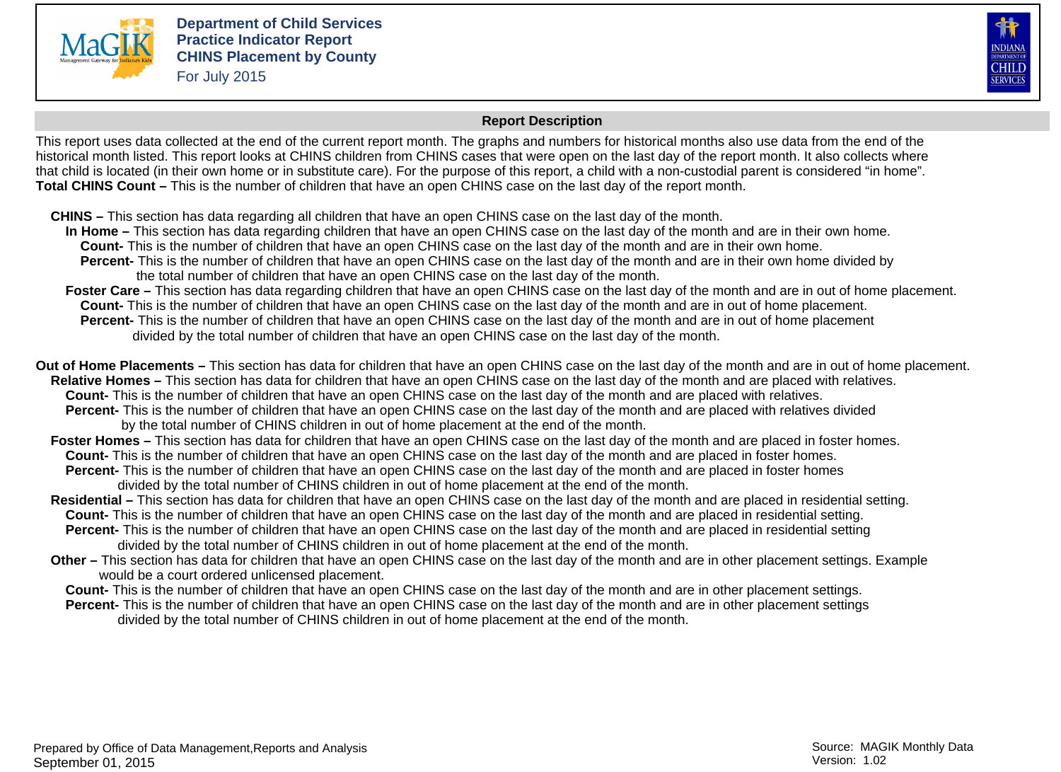**Department of Child Services**
**Practice Indicator Report**
**CHINS Placement by County**
For July 2015

## Report Description

This report uses data collected at the end of the current report month. The graphs and numbers for historical months also use data from the end of the historical month listed. This report looks at CHINS children from CHINS cases that were open on the last day of the report month. It also collects where that child is located (in their own home or in substitute care). For the purpose of this report, a child with a non-custodial parent is considered "in home".

**Total CHINS Count –** This is the number of children that have an open CHINS case on the last day of the report month.

- **CHINS –** This section has data regarding all children that have an open CHINS case on the last day of the month.
  - **In Home –** This section has data regarding children that have an open CHINS case on the last day of the month and are in their own home.
    - **Count-** This is the number of children that have an open CHINS case on the last day of the month and are in their own home.
    - **Percent-** This is the number of children that have an open CHINS case on the last day of the month and are in their own home divided by the total number of children that have an open CHINS case on the last day of the month.
  - **Foster Care –** This section has data regarding children that have an open CHINS case on the last day of the month and are in out of home placement.
    - **Count-** This is the number of children that have an open CHINS case on the last day of the month and are in out of home placement.
    - **Percent-** This is the number of children that have an open CHINS case on the last day of the month and are in out of home placement divided by the total number of children that have an open CHINS case on the last day of the month.

**Out of Home Placements –** This section has data for children that have an open CHINS case on the last day of the month and are in out of home placement.

- **Relative Homes –** This section has data for children that have an open CHINS case on the last day of the month and are placed with relatives.
  - **Count-** This is the number of children that have an open CHINS case on the last day of the month and are placed with relatives.
  - **Percent-** This is the number of children that have an open CHINS case on the last day of the month and are placed with relatives divided by the total number of CHINS children in out of home placement at the end of the month.
- **Foster Homes –** This section has data for children that have an open CHINS case on the last day of the month and are placed in foster homes.
  - **Count-** This is the number of children that have an open CHINS case on the last day of the month and are placed in foster homes.
  - **Percent-** This is the number of children that have an open CHINS case on the last day of the month and are placed in foster homes divided by the total number of CHINS children in out of home placement at the end of the month.
- **Residential –** This section has data for children that have an open CHINS case on the last day of the month and are placed in residential setting.
  - **Count-** This is the number of children that have an open CHINS case on the last day of the month and are placed in residential setting.
  - **Percent-** This is the number of children that have an open CHINS case on the last day of the month and are placed in residential setting divided by the total number of CHINS children in out of home placement at the end of the month.
- **Other –** This section has data for children that have an open CHINS case on the last day of the month and are in other placement settings. Example would be a court ordered unlicensed placement.
  - **Count-** This is the number of children that have an open CHINS case on the last day of the month and are in other placement settings.
  - **Percent-** This is the number of children that have an open CHINS case on the last day of the month and are in other placement settings divided by the total number of CHINS children in out of home placement at the end of the month.

Prepared by Office of Data Management,Reports and Analysis
September 01, 2015

Source: MAGIK Monthly Data
Version: 1.02